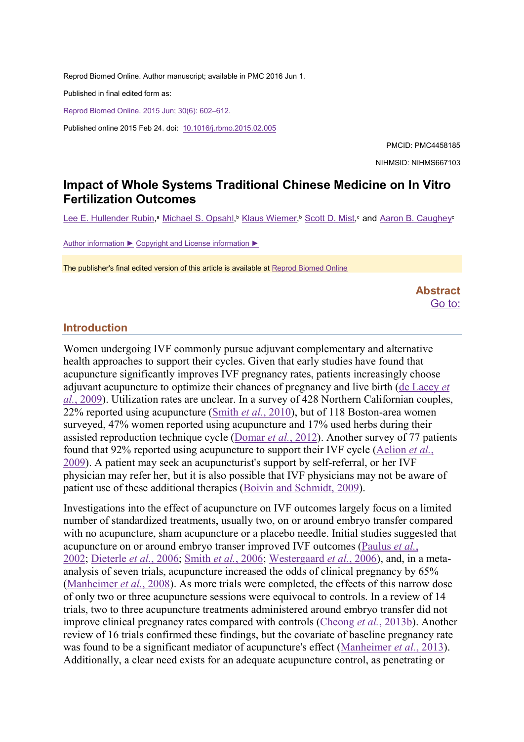Reprod Biomed Online. Author manuscript; available in PMC 2016 Jun 1.

Published in final edited form as:

Reprod Biomed Online. 2015 Jun; 30(6): 602–612.

Published online 2015 Feb 24. doi: 10.1016/j.rbmo.2015.02.005

PMCID: PMC4458185

NIHMSID: NIHMS667103

# Impact of Whole Systems Traditional Chinese Medicine on In Vitro Fertilization Outcomes

Lee E. Hullender Rubin,[a] Michael S. Opsahl,[b] Klaus Wiemer,[b] Scott D. Mist,[c] and Aaron B. Caughey[c]

Author information ► Copyright and License information ►

The publisher's final edited version of this article is available at Reprod Biomed Online

## Abstract

## Introduction

Women undergoing IVF commonly pursue adjuvant complementary and alternative health approaches to support their cycles. Given that early studies have found that acupuncture significantly improves IVF pregnancy rates, patients increasingly choose adjuvant acupuncture to optimize their chances of pregnancy and live birth (de Lacey *et al.*, 2009). Utilization rates are unclear. In a survey of 428 Northern Californian couples, 22% reported using acupuncture (Smith *et al.*, 2010), but of 118 Boston-area women surveyed, 47% women reported using acupuncture and 17% used herbs during their assisted reproduction technique cycle (Domar *et al.*, 2012). Another survey of 77 patients found that 92% reported using acupuncture to support their IVF cycle (Aelion *et al.*, 2009). A patient may seek an acupuncturist's support by self-referral, or her IVF physician may refer her, but it is also possible that IVF physicians may not be aware of patient use of these additional therapies (Boivin and Schmidt, 2009).

Investigations into the effect of acupuncture on IVF outcomes largely focus on a limited number of standardized treatments, usually two, on or around embryo transfer compared with no acupuncture, sham acupuncture or a placebo needle. Initial studies suggested that acupuncture on or around embryo transer improved IVF outcomes (Paulus *et al.*, 2002; Dieterle *et al.*, 2006; Smith *et al.*, 2006; Westergaard *et al.*, 2006), and, in a meta-analysis of seven trials, acupuncture increased the odds of clinical pregnancy by 65% (Manheimer *et al.*, 2008). As more trials were completed, the effects of this narrow dose of only two or three acupuncture sessions were equivocal to controls. In a review of 14 trials, two to three acupuncture treatments administered around embryo transfer did not improve clinical pregnancy rates compared with controls (Cheong *et al.*, 2013b). Another review of 16 trials confirmed these findings, but the covariate of baseline pregnancy rate was found to be a significant mediator of acupuncture's effect (Manheimer *et al.*, 2013). Additionally, a clear need exists for an adequate acupuncture control, as penetrating or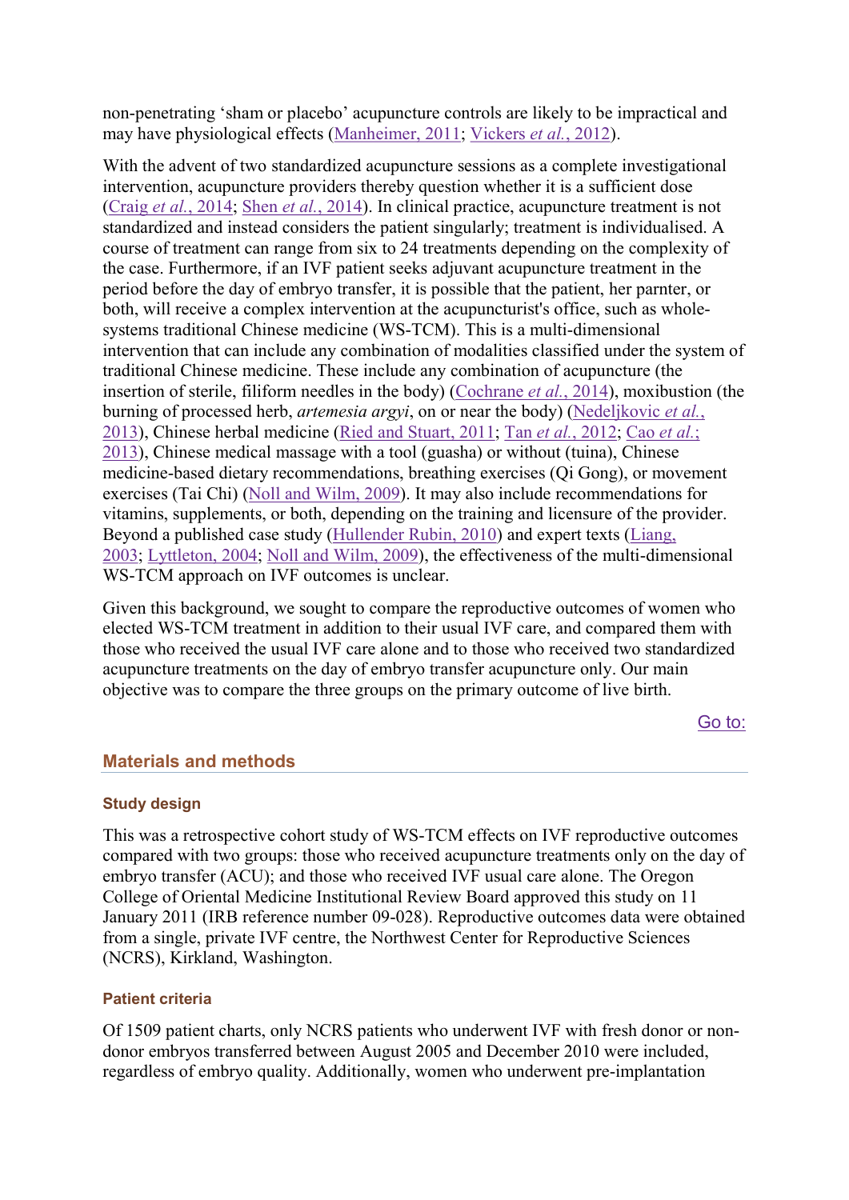non-penetrating 'sham or placebo' acupuncture controls are likely to be impractical and may have physiological effects (Manheimer, 2011; Vickers *et al.*, 2012).

With the advent of two standardized acupuncture sessions as a complete investigational intervention, acupuncture providers thereby question whether it is a sufficient dose (Craig *et al.*, 2014; Shen *et al.*, 2014). In clinical practice, acupuncture treatment is not standardized and instead considers the patient singularly; treatment is individualised. A course of treatment can range from six to 24 treatments depending on the complexity of the case. Furthermore, if an IVF patient seeks adjuvant acupuncture treatment in the period before the day of embryo transfer, it is possible that the patient, her parnter, or both, will receive a complex intervention at the acupuncturist's office, such as whole-systems traditional Chinese medicine (WS-TCM). This is a multi-dimensional intervention that can include any combination of modalities classified under the system of traditional Chinese medicine. These include any combination of acupuncture (the insertion of sterile, filiform needles in the body) (Cochrane *et al.*, 2014), moxibustion (the burning of processed herb, *artemesia argyi*, on or near the body) (Nedeljkovic *et al.*, 2013), Chinese herbal medicine (Ried and Stuart, 2011; Tan *et al.*, 2012; Cao *et al.*; 2013), Chinese medical massage with a tool (guasha) or without (tuina), Chinese medicine-based dietary recommendations, breathing exercises (Qi Gong), or movement exercises (Tai Chi) (Noll and Wilm, 2009). It may also include recommendations for vitamins, supplements, or both, depending on the training and licensure of the provider. Beyond a published case study (Hullender Rubin, 2010) and expert texts (Liang, 2003; Lyttleton, 2004; Noll and Wilm, 2009), the effectiveness of the multi-dimensional WS-TCM approach on IVF outcomes is unclear.

Given this background, we sought to compare the reproductive outcomes of women who elected WS-TCM treatment in addition to their usual IVF care, and compared them with those who received the usual IVF care alone and to those who received two standardized acupuncture treatments on the day of embryo transfer acupuncture only. Our main objective was to compare the three groups on the primary outcome of live birth.

Go to:

## Materials and methods

### Study design

This was a retrospective cohort study of WS-TCM effects on IVF reproductive outcomes compared with two groups: those who received acupuncture treatments only on the day of embryo transfer (ACU); and those who received IVF usual care alone. The Oregon College of Oriental Medicine Institutional Review Board approved this study on 11 January 2011 (IRB reference number 09-028). Reproductive outcomes data were obtained from a single, private IVF centre, the Northwest Center for Reproductive Sciences (NCRS), Kirkland, Washington.

### Patient criteria

Of 1509 patient charts, only NCRS patients who underwent IVF with fresh donor or non-donor embryos transferred between August 2005 and December 2010 were included, regardless of embryo quality. Additionally, women who underwent pre-implantation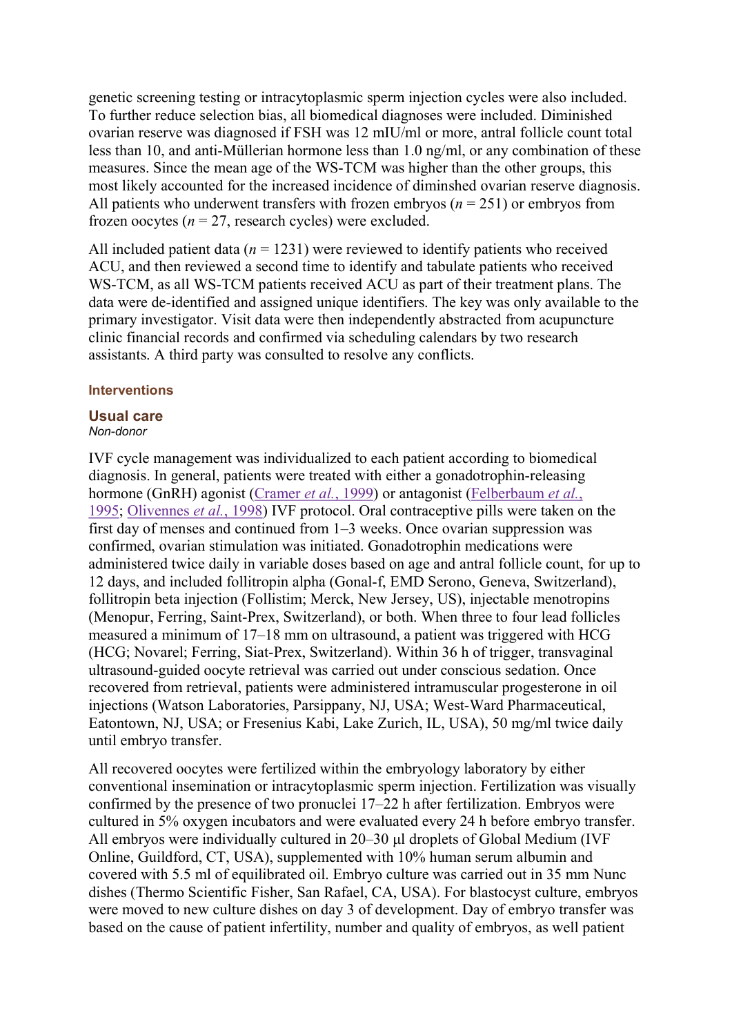genetic screening testing or intracytoplasmic sperm injection cycles were also included. To further reduce selection bias, all biomedical diagnoses were included. Diminished ovarian reserve was diagnosed if FSH was 12 mIU/ml or more, antral follicle count total less than 10, and anti-Müllerian hormone less than 1.0 ng/ml, or any combination of these measures. Since the mean age of the WS-TCM was higher than the other groups, this most likely accounted for the increased incidence of diminshed ovarian reserve diagnosis. All patients who underwent transfers with frozen embryos ($n = 251$) or embryos from frozen oocytes ($n = 27$, research cycles) were excluded.

All included patient data ($n = 1231$) were reviewed to identify patients who received ACU, and then reviewed a second time to identify and tabulate patients who received WS-TCM, as all WS-TCM patients received ACU as part of their treatment plans. The data were de-identified and assigned unique identifiers. The key was only available to the primary investigator. Visit data were then independently abstracted from acupuncture clinic financial records and confirmed via scheduling calendars by two research assistants. A third party was consulted to resolve any conflicts.

### Interventions

### Usual care

*Non-donor*

IVF cycle management was individualized to each patient according to biomedical diagnosis. In general, patients were treated with either a gonadotrophin-releasing hormone (GnRH) agonist (Cramer *et al.*, 1999) or antagonist (Felberbaum *et al.*, 1995; Olivennes *et al.*, 1998) IVF protocol. Oral contraceptive pills were taken on the first day of menses and continued from 1–3 weeks. Once ovarian suppression was confirmed, ovarian stimulation was initiated. Gonadotrophin medications were administered twice daily in variable doses based on age and antral follicle count, for up to 12 days, and included follitropin alpha (Gonal-f, EMD Serono, Geneva, Switzerland), follitropin beta injection (Follistim; Merck, New Jersey, US), injectable menotropins (Menopur, Ferring, Saint-Prex, Switzerland), or both. When three to four lead follicles measured a minimum of 17–18 mm on ultrasound, a patient was triggered with HCG (HCG; Novarel; Ferring, Siat-Prex, Switzerland). Within 36 h of trigger, transvaginal ultrasound-guided oocyte retrieval was carried out under conscious sedation. Once recovered from retrieval, patients were administered intramuscular progesterone in oil injections (Watson Laboratories, Parsippany, NJ, USA; West-Ward Pharmaceutical, Eatontown, NJ, USA; or Fresenius Kabi, Lake Zurich, IL, USA), 50 mg/ml twice daily until embryo transfer.

All recovered oocytes were fertilized within the embryology laboratory by either conventional insemination or intracytoplasmic sperm injection. Fertilization was visually confirmed by the presence of two pronuclei 17–22 h after fertilization. Embryos were cultured in 5% oxygen incubators and were evaluated every 24 h before embryo transfer. All embryos were individually cultured in 20–30 µl droplets of Global Medium (IVF Online, Guildford, CT, USA), supplemented with 10% human serum albumin and covered with 5.5 ml of equilibrated oil. Embryo culture was carried out in 35 mm Nunc dishes (Thermo Scientific Fisher, San Rafael, CA, USA). For blastocyst culture, embryos were moved to new culture dishes on day 3 of development. Day of embryo transfer was based on the cause of patient infertility, number and quality of embryos, as well patient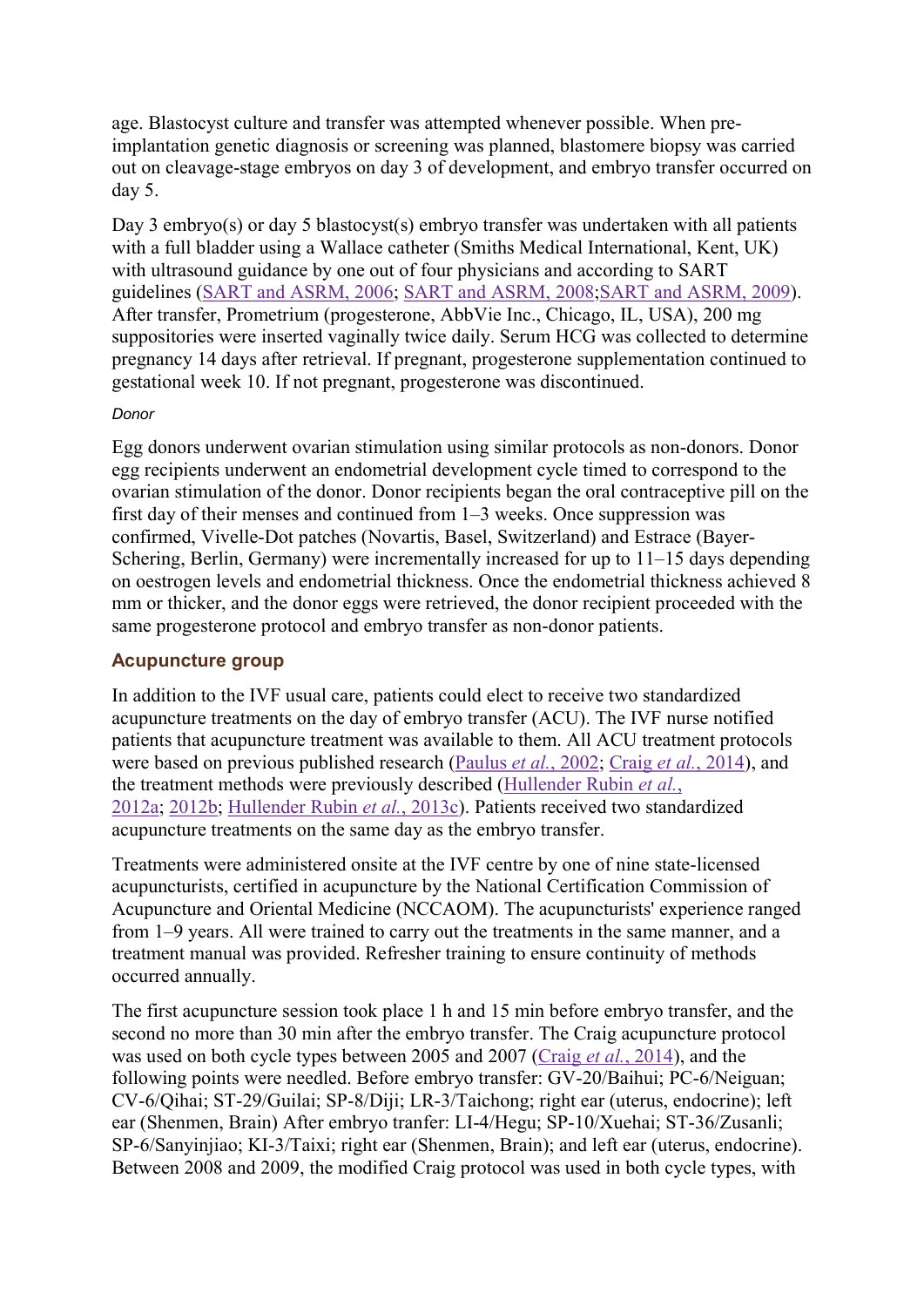age. Blastocyst culture and transfer was attempted whenever possible. When pre-implantation genetic diagnosis or screening was planned, blastomere biopsy was carried out on cleavage-stage embryos on day 3 of development, and embryo transfer occurred on day 5.

Day 3 embryo(s) or day 5 blastocyst(s) embryo transfer was undertaken with all patients with a full bladder using a Wallace catheter (Smiths Medical International, Kent, UK) with ultrasound guidance by one out of four physicians and according to SART guidelines (SART and ASRM, 2006; SART and ASRM, 2008;SART and ASRM, 2009). After transfer, Prometrium (progesterone, AbbVie Inc., Chicago, IL, USA), 200 mg suppositories were inserted vaginally twice daily. Serum HCG was collected to determine pregnancy 14 days after retrieval. If pregnant, progesterone supplementation continued to gestational week 10. If not pregnant, progesterone was discontinued.

*Donor*

Egg donors underwent ovarian stimulation using similar protocols as non-donors. Donor egg recipients underwent an endometrial development cycle timed to correspond to the ovarian stimulation of the donor. Donor recipients began the oral contraceptive pill on the first day of their menses and continued from 1–3 weeks. Once suppression was confirmed, Vivelle-Dot patches (Novartis, Basel, Switzerland) and Estrace (Bayer-Schering, Berlin, Germany) were incrementally increased for up to 11–15 days depending on oestrogen levels and endometrial thickness. Once the endometrial thickness achieved 8 mm or thicker, and the donor eggs were retrieved, the donor recipient proceeded with the same progesterone protocol and embryo transfer as non-donor patients.

### Acupuncture group

In addition to the IVF usual care, patients could elect to receive two standardized acupuncture treatments on the day of embryo transfer (ACU). The IVF nurse notified patients that acupuncture treatment was available to them. All ACU treatment protocols were based on previous published research (Paulus *et al.*, 2002; Craig *et al.*, 2014), and the treatment methods were previously described (Hullender Rubin *et al.*, 2012a; 2012b; Hullender Rubin *et al.*, 2013c). Patients received two standardized acupuncture treatments on the same day as the embryo transfer.

Treatments were administered onsite at the IVF centre by one of nine state-licensed acupuncturists, certified in acupuncture by the National Certification Commission of Acupuncture and Oriental Medicine (NCCAOM). The acupuncturists' experience ranged from 1–9 years. All were trained to carry out the treatments in the same manner, and a treatment manual was provided. Refresher training to ensure continuity of methods occurred annually.

The first acupuncture session took place 1 h and 15 min before embryo transfer, and the second no more than 30 min after the embryo transfer. The Craig acupuncture protocol was used on both cycle types between 2005 and 2007 (Craig *et al.*, 2014), and the following points were needled. Before embryo transfer: GV-20/Baihui; PC-6/Neiguan; CV-6/Qihai; ST-29/Guilai; SP-8/Diji; LR-3/Taichong; right ear (uterus, endocrine); left ear (Shenmen, Brain) After embryo tranfer: LI-4/Hegu; SP-10/Xuehai; ST-36/Zusanli; SP-6/Sanyinjiao; KI-3/Taixi; right ear (Shenmen, Brain); and left ear (uterus, endocrine). Between 2008 and 2009, the modified Craig protocol was used in both cycle types, with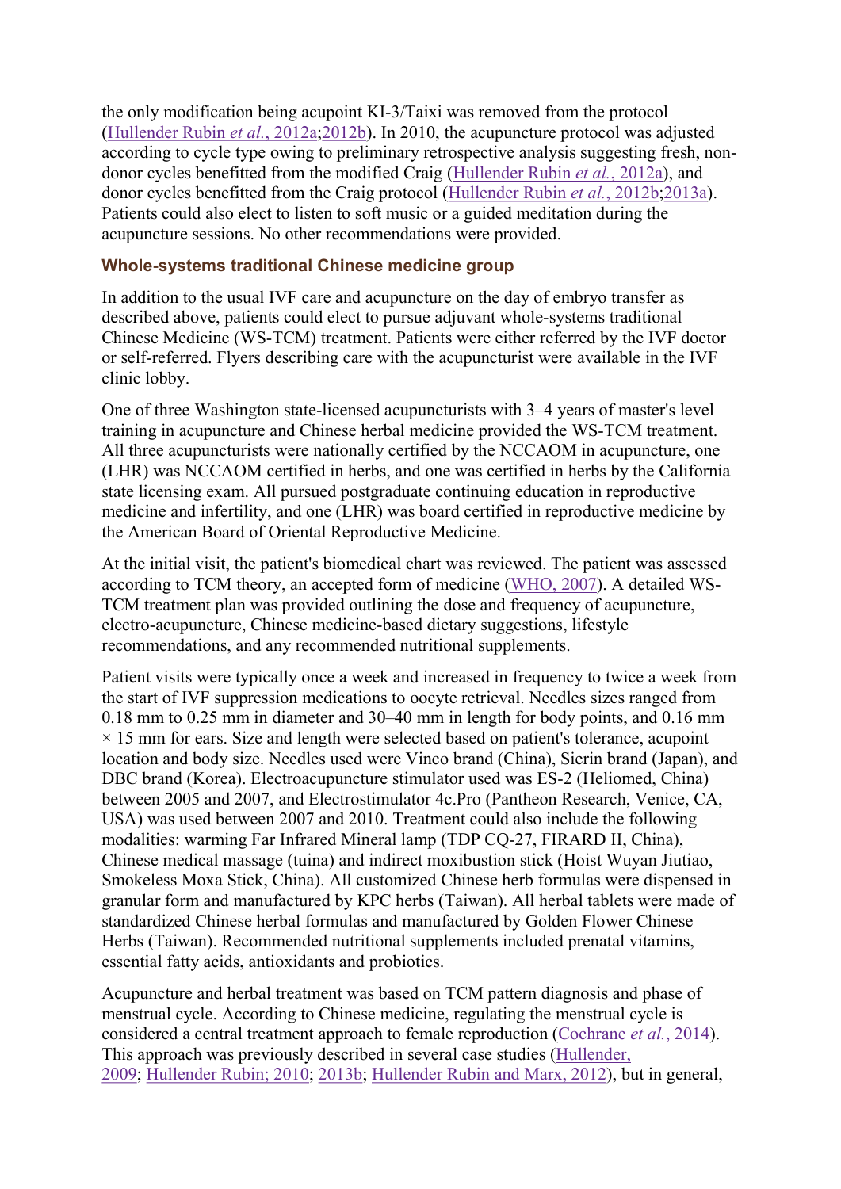the only modification being acupoint KI-3/Taixi was removed from the protocol (Hullender Rubin *et al.*, 2012a;2012b). In 2010, the acupuncture protocol was adjusted according to cycle type owing to preliminary retrospective analysis suggesting fresh, non-donor cycles benefitted from the modified Craig (Hullender Rubin *et al.*, 2012a), and donor cycles benefitted from the Craig protocol (Hullender Rubin *et al.*, 2012b;2013a). Patients could also elect to listen to soft music or a guided meditation during the acupuncture sessions. No other recommendations were provided.

### Whole-systems traditional Chinese medicine group

In addition to the usual IVF care and acupuncture on the day of embryo transfer as described above, patients could elect to pursue adjuvant whole-systems traditional Chinese Medicine (WS-TCM) treatment. Patients were either referred by the IVF doctor or self-referred. Flyers describing care with the acupuncturist were available in the IVF clinic lobby.

One of three Washington state-licensed acupuncturists with 3–4 years of master's level training in acupuncture and Chinese herbal medicine provided the WS-TCM treatment. All three acupuncturists were nationally certified by the NCCAOM in acupuncture, one (LHR) was NCCAOM certified in herbs, and one was certified in herbs by the California state licensing exam. All pursued postgraduate continuing education in reproductive medicine and infertility, and one (LHR) was board certified in reproductive medicine by the American Board of Oriental Reproductive Medicine.

At the initial visit, the patient's biomedical chart was reviewed. The patient was assessed according to TCM theory, an accepted form of medicine (WHO, 2007). A detailed WS-TCM treatment plan was provided outlining the dose and frequency of acupuncture, electro-acupuncture, Chinese medicine-based dietary suggestions, lifestyle recommendations, and any recommended nutritional supplements.

Patient visits were typically once a week and increased in frequency to twice a week from the start of IVF suppression medications to oocyte retrieval. Needles sizes ranged from 0.18 mm to 0.25 mm in diameter and 30–40 mm in length for body points, and 0.16 mm × 15 mm for ears. Size and length were selected based on patient's tolerance, acupoint location and body size. Needles used were Vinco brand (China), Sierin brand (Japan), and DBC brand (Korea). Electroacupuncture stimulator used was ES-2 (Heliomed, China) between 2005 and 2007, and Electrostimulator 4c.Pro (Pantheon Research, Venice, CA, USA) was used between 2007 and 2010. Treatment could also include the following modalities: warming Far Infrared Mineral lamp (TDP CQ-27, FIRARD II, China), Chinese medical massage (tuina) and indirect moxibustion stick (Hoist Wuyan Jiutiao, Smokeless Moxa Stick, China). All customized Chinese herb formulas were dispensed in granular form and manufactured by KPC herbs (Taiwan). All herbal tablets were made of standardized Chinese herbal formulas and manufactured by Golden Flower Chinese Herbs (Taiwan). Recommended nutritional supplements included prenatal vitamins, essential fatty acids, antioxidants and probiotics.

Acupuncture and herbal treatment was based on TCM pattern diagnosis and phase of menstrual cycle. According to Chinese medicine, regulating the menstrual cycle is considered a central treatment approach to female reproduction (Cochrane *et al.*, 2014). This approach was previously described in several case studies (Hullender, 2009; Hullender Rubin; 2010; 2013b; Hullender Rubin and Marx, 2012), but in general,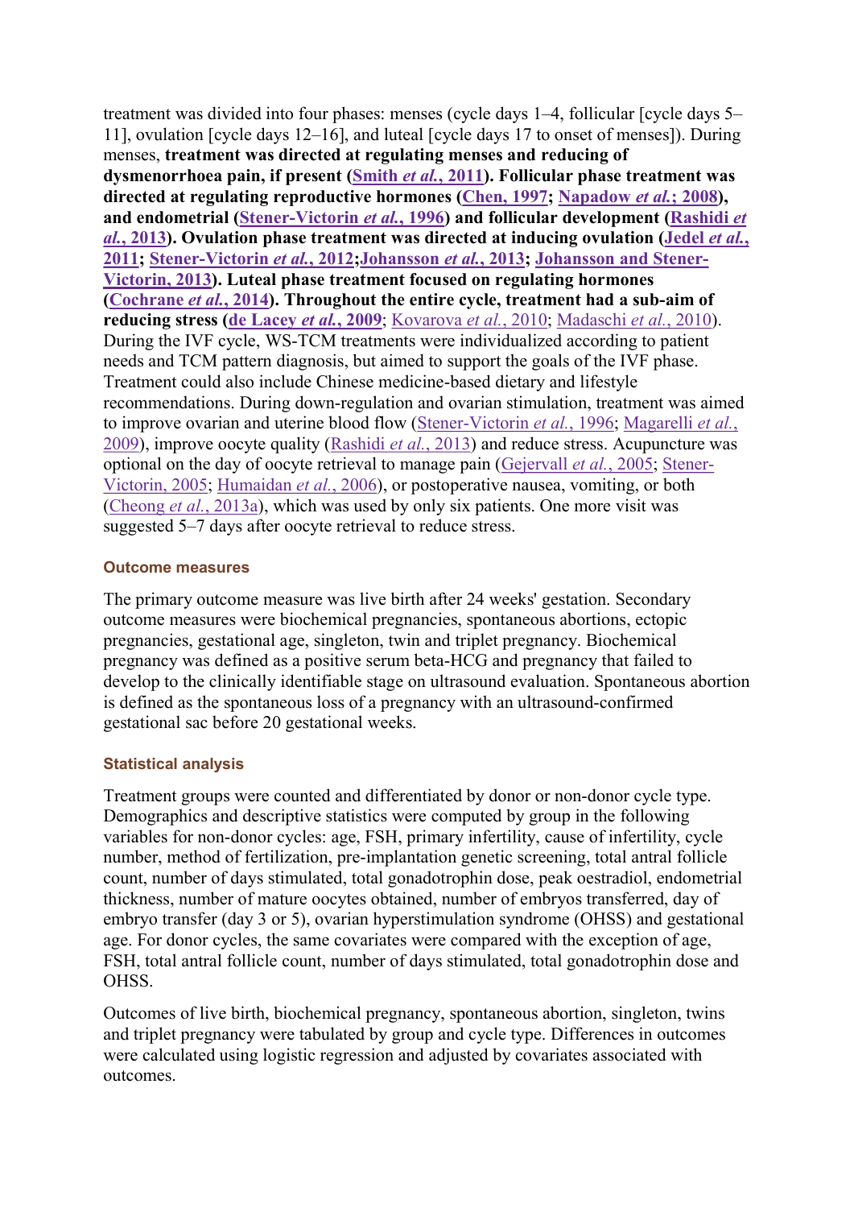treatment was divided into four phases: menses (cycle days 1–4, follicular [cycle days 5–11], ovulation [cycle days 12–16], and luteal [cycle days 17 to onset of menses]). During menses, **treatment was directed at regulating menses and reducing of dysmenorrhoea pain, if present (Smith *et al.*, 2011). Follicular phase treatment was directed at regulating reproductive hormones (Chen, 1997; Napadow *et al.*; 2008), and endometrial (Stener-Victorin *et al.*, 1996) and follicular development (Rashidi *et al.*, 2013). Ovulation phase treatment was directed at inducing ovulation (Jedel *et al.*, 2011; Stener-Victorin *et al.*, 2012;Johansson *et al.*, 2013; Johansson and Stener-Victorin, 2013). Luteal phase treatment focused on regulating hormones (Cochrane *et al.*, 2014). Throughout the entire cycle, treatment had a sub-aim of reducing stress (de Lacey *et al.*, 2009**; Kovarova *et al.*, 2010; Madaschi *et al.*, 2010). During the IVF cycle, WS-TCM treatments were individualized according to patient needs and TCM pattern diagnosis, but aimed to support the goals of the IVF phase. Treatment could also include Chinese medicine-based dietary and lifestyle recommendations. During down-regulation and ovarian stimulation, treatment was aimed to improve ovarian and uterine blood flow (Stener-Victorin *et al.*, 1996; Magarelli *et al.*, 2009), improve oocyte quality (Rashidi *et al.*, 2013) and reduce stress. Acupuncture was optional on the day of oocyte retrieval to manage pain (Gejervall *et al.*, 2005; Stener-Victorin, 2005; Humaidan *et al.*, 2006), or postoperative nausea, vomiting, or both (Cheong *et al.*, 2013a), which was used by only six patients. One more visit was suggested 5–7 days after oocyte retrieval to reduce stress.

### Outcome measures

The primary outcome measure was live birth after 24 weeks' gestation. Secondary outcome measures were biochemical pregnancies, spontaneous abortions, ectopic pregnancies, gestational age, singleton, twin and triplet pregnancy. Biochemical pregnancy was defined as a positive serum beta-HCG and pregnancy that failed to develop to the clinically identifiable stage on ultrasound evaluation. Spontaneous abortion is defined as the spontaneous loss of a pregnancy with an ultrasound-confirmed gestational sac before 20 gestational weeks.

### Statistical analysis

Treatment groups were counted and differentiated by donor or non-donor cycle type. Demographics and descriptive statistics were computed by group in the following variables for non-donor cycles: age, FSH, primary infertility, cause of infertility, cycle number, method of fertilization, pre-implantation genetic screening, total antral follicle count, number of days stimulated, total gonadotrophin dose, peak oestradiol, endometrial thickness, number of mature oocytes obtained, number of embryos transferred, day of embryo transfer (day 3 or 5), ovarian hyperstimulation syndrome (OHSS) and gestational age. For donor cycles, the same covariates were compared with the exception of age, FSH, total antral follicle count, number of days stimulated, total gonadotrophin dose and OHSS.

Outcomes of live birth, biochemical pregnancy, spontaneous abortion, singleton, twins and triplet pregnancy were tabulated by group and cycle type. Differences in outcomes were calculated using logistic regression and adjusted by covariates associated with outcomes.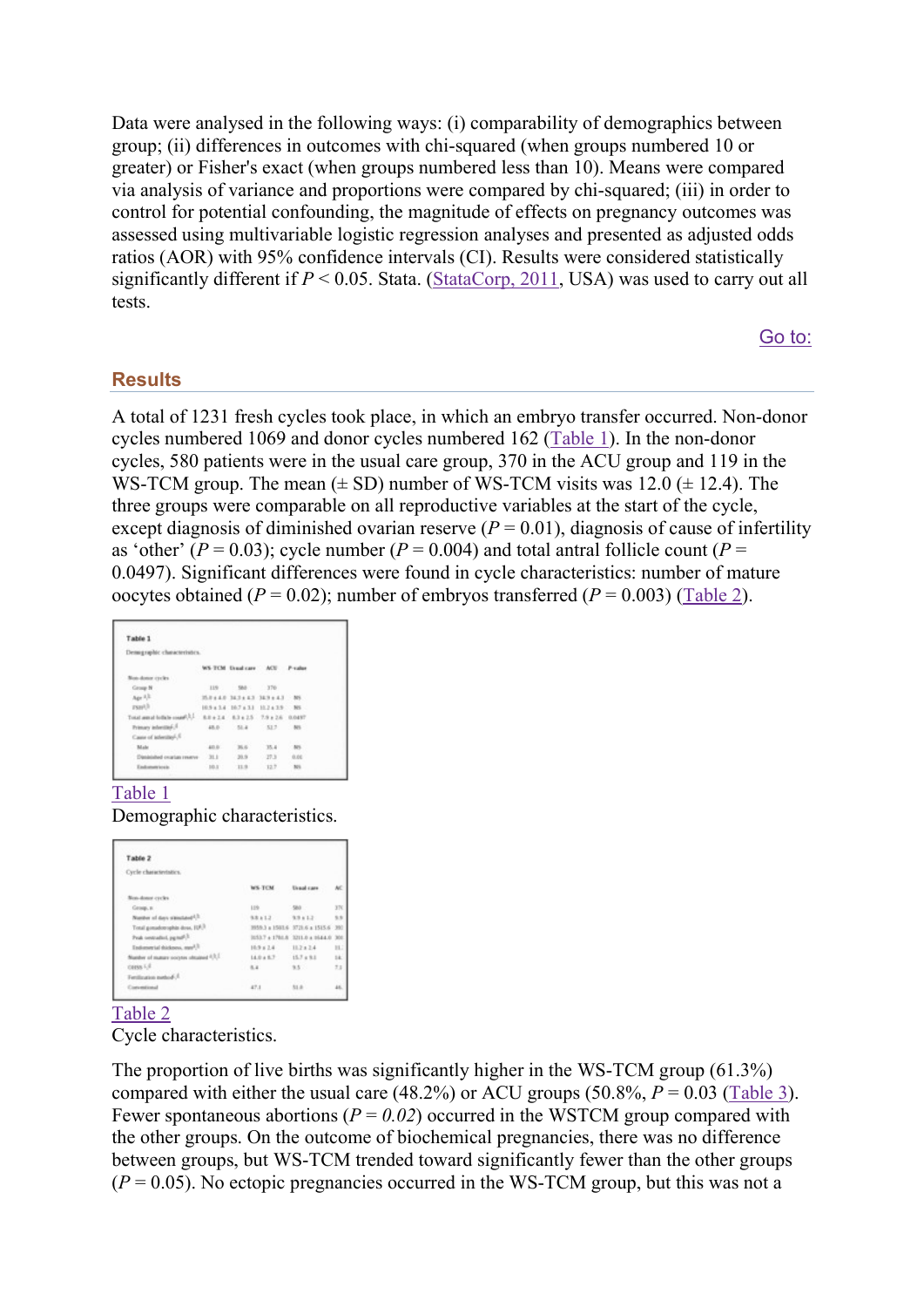Data were analysed in the following ways: (i) comparability of demographics between group; (ii) differences in outcomes with chi-squared (when groups numbered 10 or greater) or Fisher's exact (when groups numbered less than 10). Means were compared via analysis of variance and proportions were compared by chi-squared; (iii) in order to control for potential confounding, the magnitude of effects on pregnancy outcomes was assessed using multivariable logistic regression analyses and presented as adjusted odds ratios (AOR) with 95% confidence intervals (CI). Results were considered statistically significantly different if $P < 0.05$. Stata. (StataCorp, 2011, USA) was used to carry out all tests.

## Results

A total of 1231 fresh cycles took place, in which an embryo transfer occurred. Non-donor cycles numbered 1069 and donor cycles numbered 162 (Table 1). In the non-donor cycles, 580 patients were in the usual care group, 370 in the ACU group and 119 in the WS-TCM group. The mean (± SD) number of WS-TCM visits was 12.0 (± 12.4). The three groups were comparable on all reproductive variables at the start of the cycle, except diagnosis of diminished ovarian reserve ($P = 0.01$), diagnosis of cause of infertility as 'other' ($P = 0.03$); cycle number ($P = 0.004$) and total antral follicle count ($P = 0.0497$). Significant differences were found in cycle characteristics: number of mature oocytes obtained ($P = 0.02$); number of embryos transferred ($P = 0.003$) (Table 2).

Table 1

Demographic characteristics.

Table 2

Cycle characteristics.

The proportion of live births was significantly higher in the WS-TCM group (61.3%) compared with either the usual care (48.2%) or ACU groups (50.8%, $P = 0.03$ (Table 3). Fewer spontaneous abortions (*$P = 0.02$*) occurred in the WSTCM group compared with the other groups. On the outcome of biochemical pregnancies, there was no difference between groups, but WS-TCM trended toward significantly fewer than the other groups ($P = 0.05$). No ectopic pregnancies occurred in the WS-TCM group, but this was not a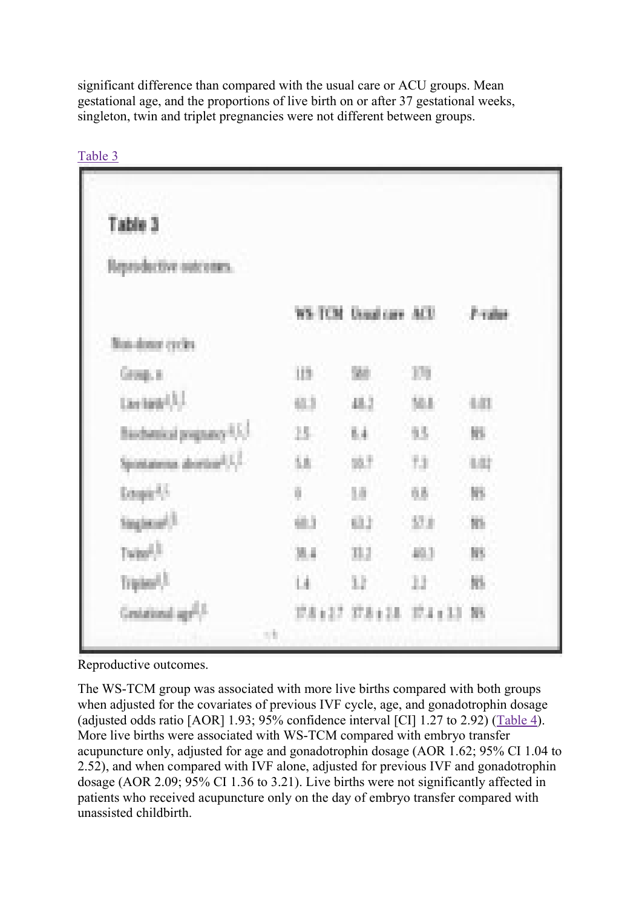significant difference than compared with the usual care or ACU groups. Mean gestational age, and the proportions of live birth on or after 37 gestational weeks, singleton, twin and triplet pregnancies were not different between groups.

Table 3

**Table 3**

Reproductive outcomes.

| | WS-TCM | Usual care | ACU | P-value |
|---|---|---|---|---|
| Non-donor cycles | | | | |
| Group, n | 119 | 580 | 370 | |
| Live birth | 61.3 | 48.2 | 50.8 | 0.03 |
| Biochemical pregnancy | 2.5 | 8.4 | 9.5 | NS |
| Spontaneous abortion | 5.8 | 10.7 | 7.3 | 0.02 |
| Ectopic | 0 | 1.0 | 0.8 | NS |
| Singleton | 60.3 | 63.2 | 57.0 | NS |
| Twins | 38.4 | 33.2 | 40.3 | NS |
| Triplets | 1.4 | 3.2 | 2.2 | NS |
| Gestational age | 37.8 ± 2.7 | 37.8 ± 2.8 | 37.4 ± 3.3 | NS |

Reproductive outcomes.

The WS-TCM group was associated with more live births compared with both groups when adjusted for the covariates of previous IVF cycle, age, and gonadotrophin dosage (adjusted odds ratio [AOR] 1.93; 95% confidence interval [CI] 1.27 to 2.92) (Table 4). More live births were associated with WS-TCM compared with embryo transfer acupuncture only, adjusted for age and gonadotrophin dosage (AOR 1.62; 95% CI 1.04 to 2.52), and when compared with IVF alone, adjusted for previous IVF and gonadotrophin dosage (AOR 2.09; 95% CI 1.36 to 3.21). Live births were not significantly affected in patients who received acupuncture only on the day of embryo transfer compared with unassisted childbirth.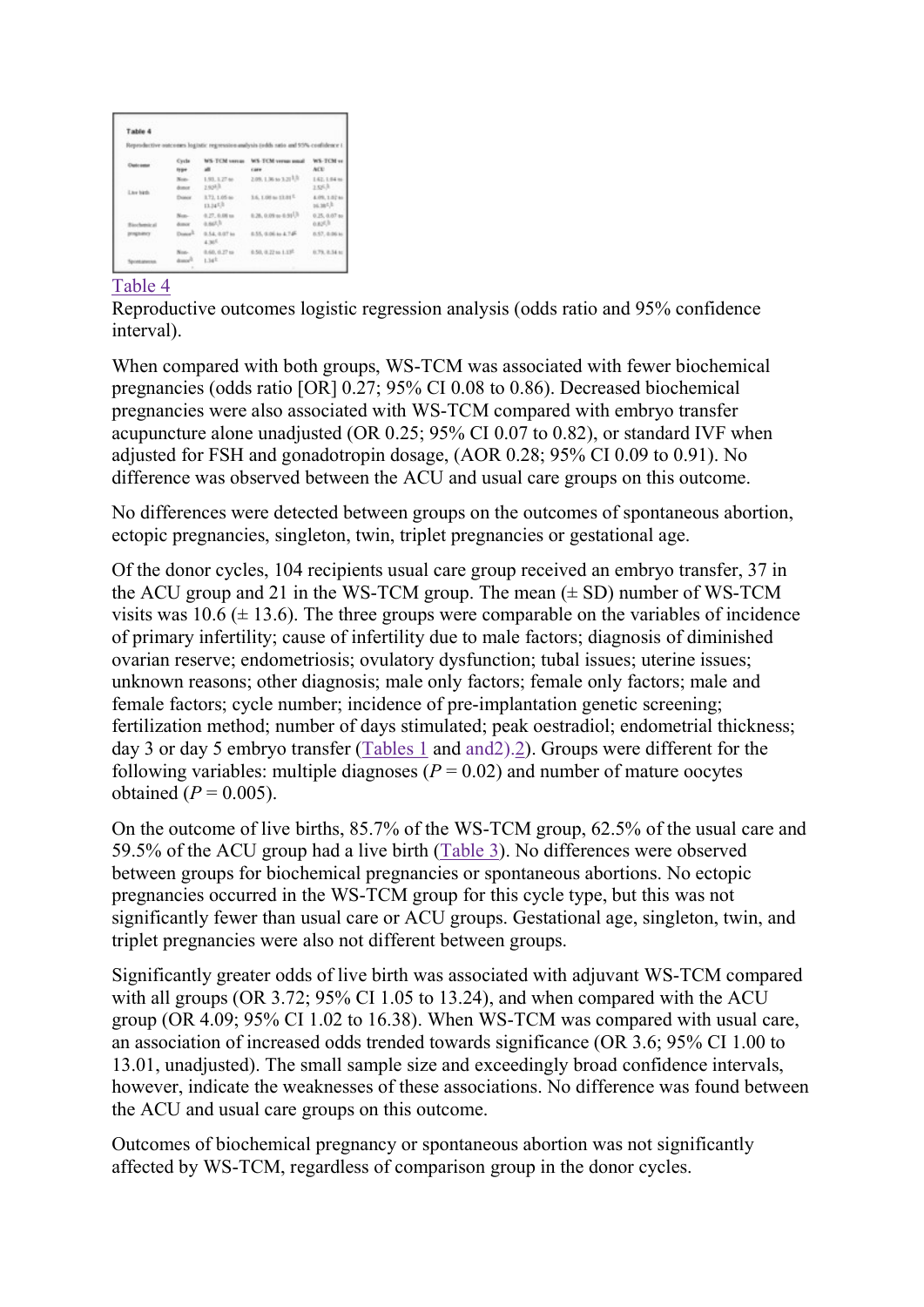Table 4

Reproductive outcomes logistic regression analysis (odds ratio and 95% confidence interval).

When compared with both groups, WS-TCM was associated with fewer biochemical pregnancies (odds ratio [OR] 0.27; 95% CI 0.08 to 0.86). Decreased biochemical pregnancies were also associated with WS-TCM compared with embryo transfer acupuncture alone unadjusted (OR 0.25; 95% CI 0.07 to 0.82), or standard IVF when adjusted for FSH and gonadotropin dosage, (AOR 0.28; 95% CI 0.09 to 0.91). No difference was observed between the ACU and usual care groups on this outcome.

No differences were detected between groups on the outcomes of spontaneous abortion, ectopic pregnancies, singleton, twin, triplet pregnancies or gestational age.

Of the donor cycles, 104 recipients usual care group received an embryo transfer, 37 in the ACU group and 21 in the WS-TCM group. The mean (± SD) number of WS-TCM visits was 10.6 (± 13.6). The three groups were comparable on the variables of incidence of primary infertility; cause of infertility due to male factors; diagnosis of diminished ovarian reserve; endometriosis; ovulatory dysfunction; tubal issues; uterine issues; unknown reasons; other diagnosis; male only factors; female only factors; male and female factors; cycle number; incidence of pre-implantation genetic screening; fertilization method; number of days stimulated; peak oestradiol; endometrial thickness; day 3 or day 5 embryo transfer (Tables 1 and2).2). Groups were different for the following variables: multiple diagnoses ($P = 0.02$) and number of mature oocytes obtained ($P = 0.005$).

On the outcome of live births, 85.7% of the WS-TCM group, 62.5% of the usual care and 59.5% of the ACU group had a live birth (Table 3). No differences were observed between groups for biochemical pregnancies or spontaneous abortions. No ectopic pregnancies occurred in the WS-TCM group for this cycle type, but this was not significantly fewer than usual care or ACU groups. Gestational age, singleton, twin, and triplet pregnancies were also not different between groups.

Significantly greater odds of live birth was associated with adjuvant WS-TCM compared with all groups (OR 3.72; 95% CI 1.05 to 13.24), and when compared with the ACU group (OR 4.09; 95% CI 1.02 to 16.38). When WS-TCM was compared with usual care, an association of increased odds trended towards significance (OR 3.6; 95% CI 1.00 to 13.01, unadjusted). The small sample size and exceedingly broad confidence intervals, however, indicate the weaknesses of these associations. No difference was found between the ACU and usual care groups on this outcome.

Outcomes of biochemical pregnancy or spontaneous abortion was not significantly affected by WS-TCM, regardless of comparison group in the donor cycles.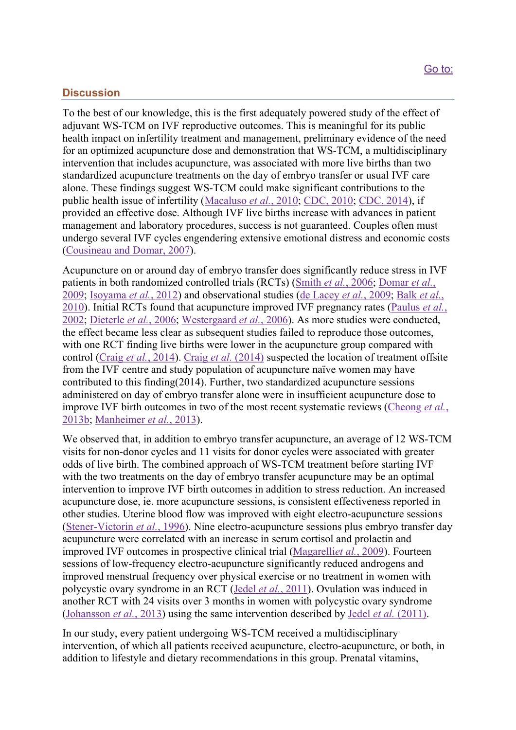## Discussion

To the best of our knowledge, this is the first adequately powered study of the effect of adjuvant WS-TCM on IVF reproductive outcomes. This is meaningful for its public health impact on infertility treatment and management, preliminary evidence of the need for an optimized acupuncture dose and demonstration that WS-TCM, a multidisciplinary intervention that includes acupuncture, was associated with more live births than two standardized acupuncture treatments on the day of embryo transfer or usual IVF care alone. These findings suggest WS-TCM could make significant contributions to the public health issue of infertility (Macaluso *et al.*, 2010; CDC, 2010; CDC, 2014), if provided an effective dose. Although IVF live births increase with advances in patient management and laboratory procedures, success is not guaranteed. Couples often must undergo several IVF cycles engendering extensive emotional distress and economic costs (Cousineau and Domar, 2007).

Acupuncture on or around day of embryo transfer does significantly reduce stress in IVF patients in both randomized controlled trials (RCTs) (Smith *et al.*, 2006; Domar *et al.*, 2009; Isoyama *et al.*, 2012) and observational studies (de Lacey *et al.*, 2009; Balk *et al.*, 2010). Initial RCTs found that acupuncture improved IVF pregnancy rates (Paulus *et al.*, 2002; Dieterle *et al.*, 2006; Westergaard *et al.*, 2006). As more studies were conducted, the effect became less clear as subsequent studies failed to reproduce those outcomes, with one RCT finding live births were lower in the acupuncture group compared with control (Craig *et al.*, 2014). Craig *et al.* (2014) suspected the location of treatment offsite from the IVF centre and study population of acupuncture naïve women may have contributed to this finding(2014). Further, two standardized acupuncture sessions administered on day of embryo transfer alone were in insufficient acupuncture dose to improve IVF birth outcomes in two of the most recent systematic reviews (Cheong *et al.*, 2013b; Manheimer *et al.*, 2013).

We observed that, in addition to embryo transfer acupuncture, an average of 12 WS-TCM visits for non-donor cycles and 11 visits for donor cycles were associated with greater odds of live birth. The combined approach of WS-TCM treatment before starting IVF with the two treatments on the day of embryo transfer acupuncture may be an optimal intervention to improve IVF birth outcomes in addition to stress reduction. An increased acupuncture dose, ie. more acupuncture sessions, is consistent effectiveness reported in other studies. Uterine blood flow was improved with eight electro-acupuncture sessions (Stener-Victorin *et al.*, 1996). Nine electro-acupuncture sessions plus embryo transfer day acupuncture were correlated with an increase in serum cortisol and prolactin and improved IVF outcomes in prospective clinical trial (Magarelli*et al.*, 2009). Fourteen sessions of low-frequency electro-acupuncture significantly reduced androgens and improved menstrual frequency over physical exercise or no treatment in women with polycystic ovary syndrome in an RCT (Jedel *et al.*, 2011). Ovulation was induced in another RCT with 24 visits over 3 months in women with polycystic ovary syndrome (Johansson *et al.*, 2013) using the same intervention described by Jedel *et al.* (2011).

In our study, every patient undergoing WS-TCM received a multidisciplinary intervention, of which all patients received acupuncture, electro-acupuncture, or both, in addition to lifestyle and dietary recommendations in this group. Prenatal vitamins,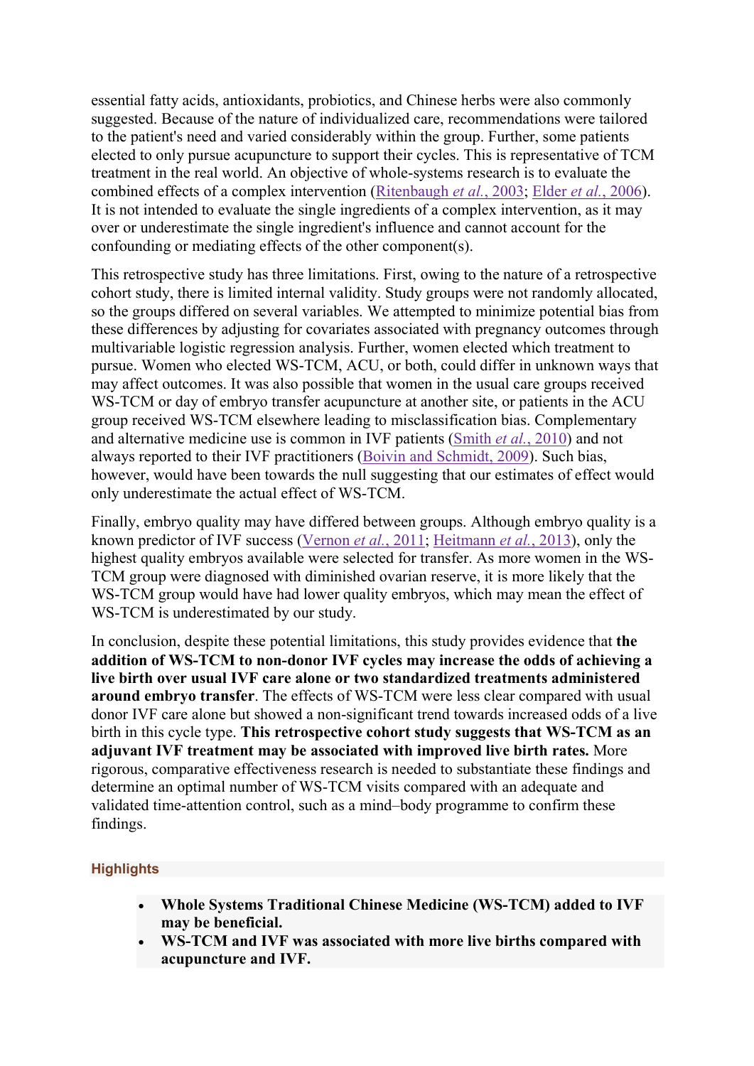essential fatty acids, antioxidants, probiotics, and Chinese herbs were also commonly suggested. Because of the nature of individualized care, recommendations were tailored to the patient's need and varied considerably within the group. Further, some patients elected to only pursue acupuncture to support their cycles. This is representative of TCM treatment in the real world. An objective of whole-systems research is to evaluate the combined effects of a complex intervention (Ritenbaugh *et al.*, 2003; Elder *et al.*, 2006). It is not intended to evaluate the single ingredients of a complex intervention, as it may over or underestimate the single ingredient's influence and cannot account for the confounding or mediating effects of the other component(s).

This retrospective study has three limitations. First, owing to the nature of a retrospective cohort study, there is limited internal validity. Study groups were not randomly allocated, so the groups differed on several variables. We attempted to minimize potential bias from these differences by adjusting for covariates associated with pregnancy outcomes through multivariable logistic regression analysis. Further, women elected which treatment to pursue. Women who elected WS-TCM, ACU, or both, could differ in unknown ways that may affect outcomes. It was also possible that women in the usual care groups received WS-TCM or day of embryo transfer acupuncture at another site, or patients in the ACU group received WS-TCM elsewhere leading to misclassification bias. Complementary and alternative medicine use is common in IVF patients (Smith *et al.*, 2010) and not always reported to their IVF practitioners (Boivin and Schmidt, 2009). Such bias, however, would have been towards the null suggesting that our estimates of effect would only underestimate the actual effect of WS-TCM.

Finally, embryo quality may have differed between groups. Although embryo quality is a known predictor of IVF success (Vernon *et al.*, 2011; Heitmann *et al.*, 2013), only the highest quality embryos available were selected for transfer. As more women in the WS-TCM group were diagnosed with diminished ovarian reserve, it is more likely that the WS-TCM group would have had lower quality embryos, which may mean the effect of WS-TCM is underestimated by our study.

In conclusion, despite these potential limitations, this study provides evidence that **the addition of WS-TCM to non-donor IVF cycles may increase the odds of achieving a live birth over usual IVF care alone or two standardized treatments administered around embryo transfer**. The effects of WS-TCM were less clear compared with usual donor IVF care alone but showed a non-significant trend towards increased odds of a live birth in this cycle type. **This retrospective cohort study suggests that WS-TCM as an adjuvant IVF treatment may be associated with improved live birth rates.** More rigorous, comparative effectiveness research is needed to substantiate these findings and determine an optimal number of WS-TCM visits compared with an adequate and validated time-attention control, such as a mind–body programme to confirm these findings.

## Highlights

- **Whole Systems Traditional Chinese Medicine (WS-TCM) added to IVF may be beneficial.**
- **WS-TCM and IVF was associated with more live births compared with acupuncture and IVF.**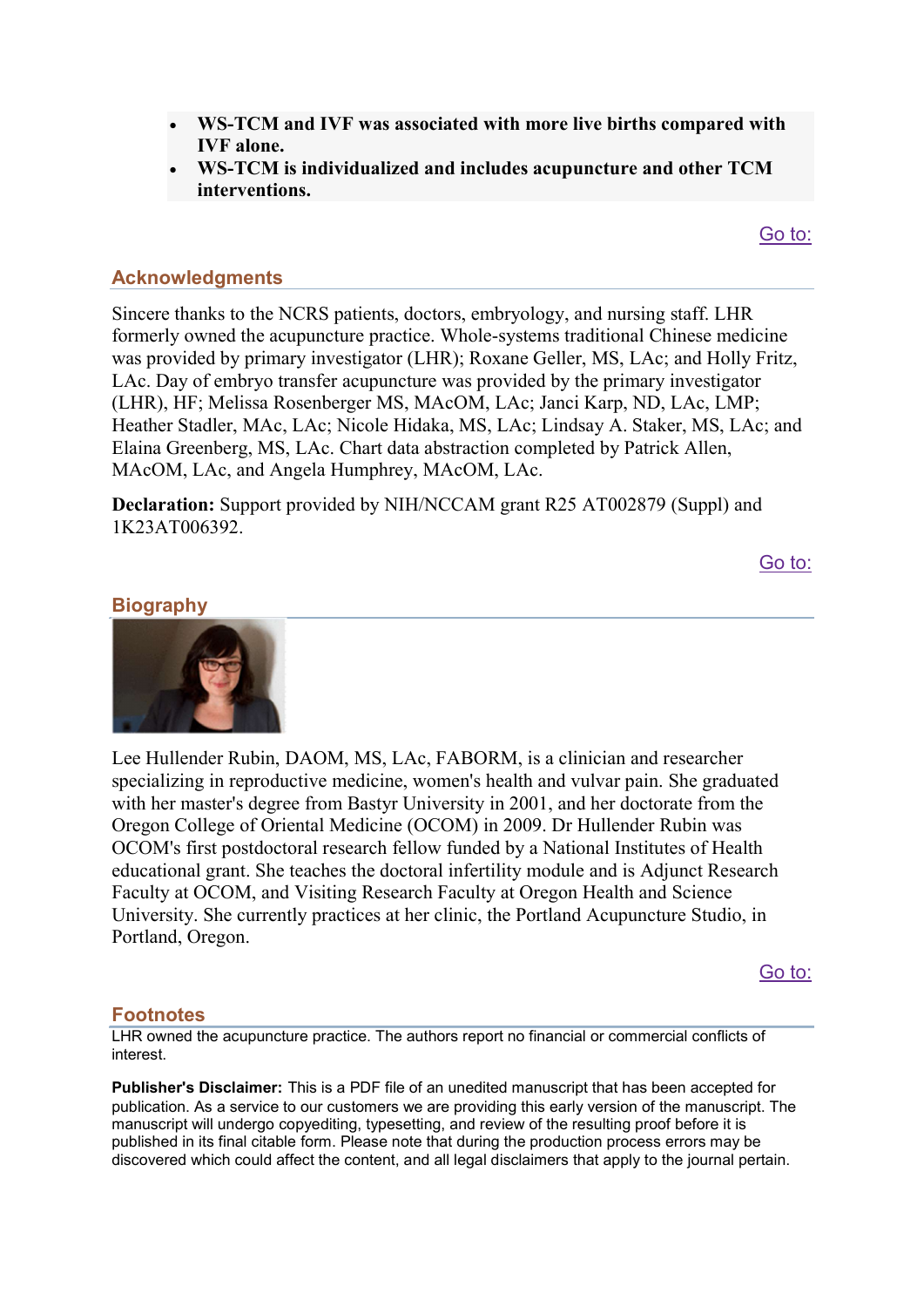- **WS-TCM and IVF was associated with more live births compared with IVF alone.**
- **WS-TCM is individualized and includes acupuncture and other TCM interventions.**

## Acknowledgments

Sincere thanks to the NCRS patients, doctors, embryology, and nursing staff. LHR formerly owned the acupuncture practice. Whole-systems traditional Chinese medicine was provided by primary investigator (LHR); Roxane Geller, MS, LAc; and Holly Fritz, LAc. Day of embryo transfer acupuncture was provided by the primary investigator (LHR), HF; Melissa Rosenberger MS, MAcOM, LAc; Janci Karp, ND, LAc, LMP; Heather Stadler, MAc, LAc; Nicole Hidaka, MS, LAc; Lindsay A. Staker, MS, LAc; and Elaina Greenberg, MS, LAc. Chart data abstraction completed by Patrick Allen, MAcOM, LAc, and Angela Humphrey, MAcOM, LAc.

**Declaration:** Support provided by NIH/NCCAM grant R25 AT002879 (Suppl) and 1K23AT006392.

## Biography

Lee Hullender Rubin, DAOM, MS, LAc, FABORM, is a clinician and researcher specializing in reproductive medicine, women's health and vulvar pain. She graduated with her master's degree from Bastyr University in 2001, and her doctorate from the Oregon College of Oriental Medicine (OCOM) in 2009. Dr Hullender Rubin was OCOM's first postdoctoral research fellow funded by a National Institutes of Health educational grant. She teaches the doctoral infertility module and is Adjunct Research Faculty at OCOM, and Visiting Research Faculty at Oregon Health and Science University. She currently practices at her clinic, the Portland Acupuncture Studio, in Portland, Oregon.

## Footnotes

LHR owned the acupuncture practice. The authors report no financial or commercial conflicts of interest.

**Publisher's Disclaimer:** This is a PDF file of an unedited manuscript that has been accepted for publication. As a service to our customers we are providing this early version of the manuscript. The manuscript will undergo copyediting, typesetting, and review of the resulting proof before it is published in its final citable form. Please note that during the production process errors may be discovered which could affect the content, and all legal disclaimers that apply to the journal pertain.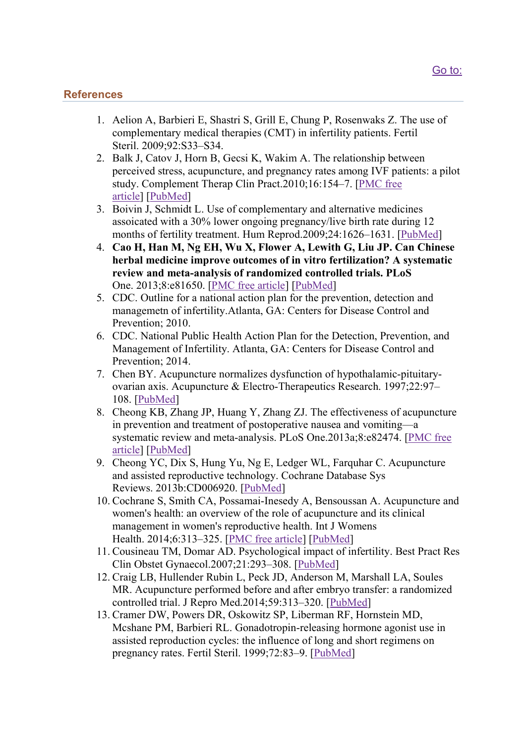## References

1. Aelion A, Barbieri E, Shastri S, Grill E, Chung P, Rosenwaks Z. The use of complementary medical therapies (CMT) in infertility patients. Fertil Steril. 2009;92:S33–S34.
2. Balk J, Catov J, Horn B, Gecsi K, Wakim A. The relationship between perceived stress, acupuncture, and pregnancy rates among IVF patients: a pilot study. Complement Therap Clin Pract.2010;16:154–7. [PMC free article] [PubMed]
3. Boivin J, Schmidt L. Use of complementary and alternative medicines assoicated with a 30% lower ongoing pregnancy/live birth rate during 12 months of fertility treatment. Hum Reprod.2009;24:1626–1631. [PubMed]
4. **Cao H, Han M, Ng EH, Wu X, Flower A, Lewith G, Liu JP. Can Chinese herbal medicine improve outcomes of in vitro fertilization? A systematic review and meta-analysis of randomized controlled trials. PLoS** One. 2013;8:e81650. [PMC free article] [PubMed]
5. CDC. Outline for a national action plan for the prevention, detection and managemetn of infertility.Atlanta, GA: Centers for Disease Control and Prevention; 2010.
6. CDC. National Public Health Action Plan for the Detection, Prevention, and Management of Infertility. Atlanta, GA: Centers for Disease Control and Prevention; 2014.
7. Chen BY. Acupuncture normalizes dysfunction of hypothalamic-pituitary-ovarian axis. Acupuncture & Electro-Therapeutics Research. 1997;22:97–108. [PubMed]
8. Cheong KB, Zhang JP, Huang Y, Zhang ZJ. The effectiveness of acupuncture in prevention and treatment of postoperative nausea and vomiting—a systematic review and meta-analysis. PLoS One.2013a;8:e82474. [PMC free article] [PubMed]
9. Cheong YC, Dix S, Hung Yu, Ng E, Ledger WL, Farquhar C. Acupuncture and assisted reproductive technology. Cochrane Database Sys Reviews. 2013b:CD006920. [PubMed]
10. Cochrane S, Smith CA, Possamai-Inesedy A, Bensoussan A. Acupuncture and women's health: an overview of the role of acupuncture and its clinical management in women's reproductive health. Int J Womens Health. 2014;6:313–325. [PMC free article] [PubMed]
11. Cousineau TM, Domar AD. Psychological impact of infertility. Best Pract Res Clin Obstet Gynaecol.2007;21:293–308. [PubMed]
12. Craig LB, Hullender Rubin L, Peck JD, Anderson M, Marshall LA, Soules MR. Acupuncture performed before and after embryo transfer: a randomized controlled trial. J Repro Med.2014;59:313–320. [PubMed]
13. Cramer DW, Powers DR, Oskowitz SP, Liberman RF, Hornstein MD, Mcshane PM, Barbieri RL. Gonadotropin-releasing hormone agonist use in assisted reproduction cycles: the influence of long and short regimens on pregnancy rates. Fertil Steril. 1999;72:83–9. [PubMed]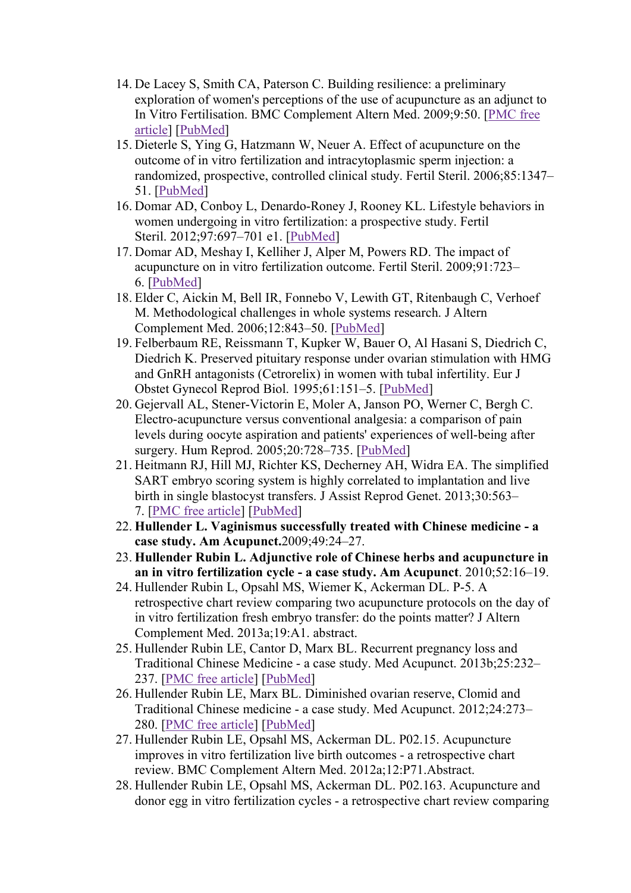14. De Lacey S, Smith CA, Paterson C. Building resilience: a preliminary exploration of women's perceptions of the use of acupuncture as an adjunct to In Vitro Fertilisation. BMC Complement Altern Med. 2009;9:50. [PMC free article] [PubMed]
15. Dieterle S, Ying G, Hatzmann W, Neuer A. Effect of acupuncture on the outcome of in vitro fertilization and intracytoplasmic sperm injection: a randomized, prospective, controlled clinical study. Fertil Steril. 2006;85:1347–51. [PubMed]
16. Domar AD, Conboy L, Denardo-Roney J, Rooney KL. Lifestyle behaviors in women undergoing in vitro fertilization: a prospective study. Fertil Steril. 2012;97:697–701 e1. [PubMed]
17. Domar AD, Meshay I, Kelliher J, Alper M, Powers RD. The impact of acupuncture on in vitro fertilization outcome. Fertil Steril. 2009;91:723–6. [PubMed]
18. Elder C, Aickin M, Bell IR, Fonnebo V, Lewith GT, Ritenbaugh C, Verhoef M. Methodological challenges in whole systems research. J Altern Complement Med. 2006;12:843–50. [PubMed]
19. Felberbaum RE, Reissmann T, Kupker W, Bauer O, Al Hasani S, Diedrich C, Diedrich K. Preserved pituitary response under ovarian stimulation with HMG and GnRH antagonists (Cetrorelix) in women with tubal infertility. Eur J Obstet Gynecol Reprod Biol. 1995;61:151–5. [PubMed]
20. Gejervall AL, Stener-Victorin E, Moler A, Janson PO, Werner C, Bergh C. Electro-acupuncture versus conventional analgesia: a comparison of pain levels during oocyte aspiration and patients' experiences of well-being after surgery. Hum Reprod. 2005;20:728–735. [PubMed]
21. Heitmann RJ, Hill MJ, Richter KS, Decherney AH, Widra EA. The simplified SART embryo scoring system is highly correlated to implantation and live birth in single blastocyst transfers. J Assist Reprod Genet. 2013;30:563–7. [PMC free article] [PubMed]
22. **Hullender L. Vaginismus successfully treated with Chinese medicine - a case study. Am Acupunct.**2009;49:24–27.
23. **Hullender Rubin L. Adjunctive role of Chinese herbs and acupuncture in an in vitro fertilization cycle - a case study. Am Acupunct**. 2010;52:16–19.
24. Hullender Rubin L, Opsahl MS, Wiemer K, Ackerman DL. P-5. A retrospective chart review comparing two acupuncture protocols on the day of in vitro fertilization fresh embryo transfer: do the points matter? J Altern Complement Med. 2013a;19:A1. abstract.
25. Hullender Rubin LE, Cantor D, Marx BL. Recurrent pregnancy loss and Traditional Chinese Medicine - a case study. Med Acupunct. 2013b;25:232–237. [PMC free article] [PubMed]
26. Hullender Rubin LE, Marx BL. Diminished ovarian reserve, Clomid and Traditional Chinese medicine - a case study. Med Acupunct. 2012;24:273–280. [PMC free article] [PubMed]
27. Hullender Rubin LE, Opsahl MS, Ackerman DL. P02.15. Acupuncture improves in vitro fertilization live birth outcomes - a retrospective chart review. BMC Complement Altern Med. 2012a;12:P71.Abstract.
28. Hullender Rubin LE, Opsahl MS, Ackerman DL. P02.163. Acupuncture and donor egg in vitro fertilization cycles - a retrospective chart review comparing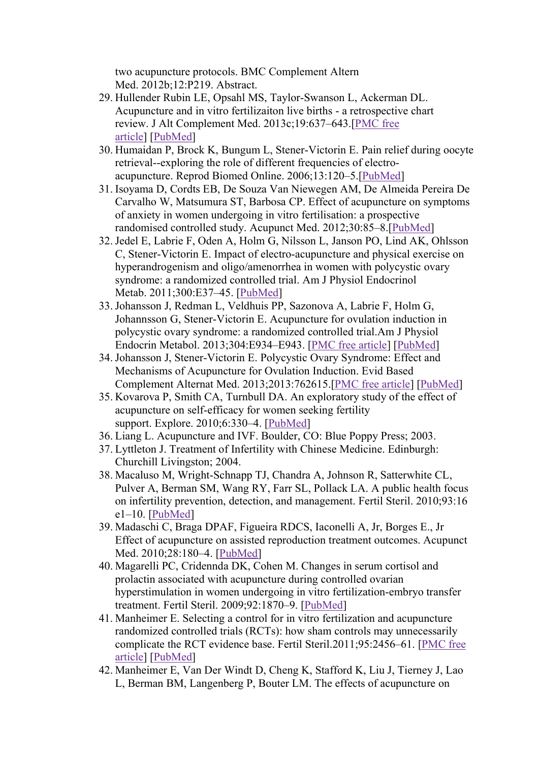two acupuncture protocols. BMC Complement Altern Med. 2012b;12:P219. Abstract.

29. Hullender Rubin LE, Opsahl MS, Taylor-Swanson L, Ackerman DL. Acupuncture and in vitro fertilizaiton live births - a retrospective chart review. J Alt Complement Med. 2013c;19:637–643.[PMC free article] [PubMed]
30. Humaidan P, Brock K, Bungum L, Stener-Victorin E. Pain relief during oocyte retrieval--exploring the role of different frequencies of electro-acupuncture. Reprod Biomed Online. 2006;13:120–5.[PubMed]
31. Isoyama D, Cordts EB, De Souza Van Niewegen AM, De Almeida Pereira De Carvalho W, Matsumura ST, Barbosa CP. Effect of acupuncture on symptoms of anxiety in women undergoing in vitro fertilisation: a prospective randomised controlled study. Acupunct Med. 2012;30:85–8.[PubMed]
32. Jedel E, Labrie F, Oden A, Holm G, Nilsson L, Janson PO, Lind AK, Ohlsson C, Stener-Victorin E. Impact of electro-acupuncture and physical exercise on hyperandrogenism and oligo/amenorrhea in women with polycystic ovary syndrome: a randomized controlled trial. Am J Physiol Endocrinol Metab. 2011;300:E37–45. [PubMed]
33. Johansson J, Redman L, Veldhuis PP, Sazonova A, Labrie F, Holm G, Johannsson G, Stener-Victorin E. Acupuncture for ovulation induction in polycystic ovary syndrome: a randomized controlled trial.Am J Physiol Endocrin Metabol. 2013;304:E934–E943. [PMC free article] [PubMed]
34. Johansson J, Stener-Victorin E. Polycystic Ovary Syndrome: Effect and Mechanisms of Acupuncture for Ovulation Induction. Evid Based Complement Alternat Med. 2013;2013:762615.[PMC free article] [PubMed]
35. Kovarova P, Smith CA, Turnbull DA. An exploratory study of the effect of acupuncture on self-efficacy for women seeking fertility support. Explore. 2010;6:330–4. [PubMed]
36. Liang L. Acupuncture and IVF. Boulder, CO: Blue Poppy Press; 2003.
37. Lyttleton J. Treatment of Infertility with Chinese Medicine. Edinburgh: Churchill Livingston; 2004.
38. Macaluso M, Wright-Schnapp TJ, Chandra A, Johnson R, Satterwhite CL, Pulver A, Berman SM, Wang RY, Farr SL, Pollack LA. A public health focus on infertility prevention, detection, and management. Fertil Steril. 2010;93:16 e1–10. [PubMed]
39. Madaschi C, Braga DPAF, Figueira RDCS, Iaconelli A, Jr, Borges E., Jr Effect of acupuncture on assisted reproduction treatment outcomes. Acupunct Med. 2010;28:180–4. [PubMed]
40. Magarelli PC, Cridennda DK, Cohen M. Changes in serum cortisol and prolactin associated with acupuncture during controlled ovarian hyperstimulation in women undergoing in vitro fertilization-embryo transfer treatment. Fertil Steril. 2009;92:1870–9. [PubMed]
41. Manheimer E. Selecting a control for in vitro fertilization and acupuncture randomized controlled trials (RCTs): how sham controls may unnecessarily complicate the RCT evidence base. Fertil Steril.2011;95:2456–61. [PMC free article] [PubMed]
42. Manheimer E, Van Der Windt D, Cheng K, Stafford K, Liu J, Tierney J, Lao L, Berman BM, Langenberg P, Bouter LM. The effects of acupuncture on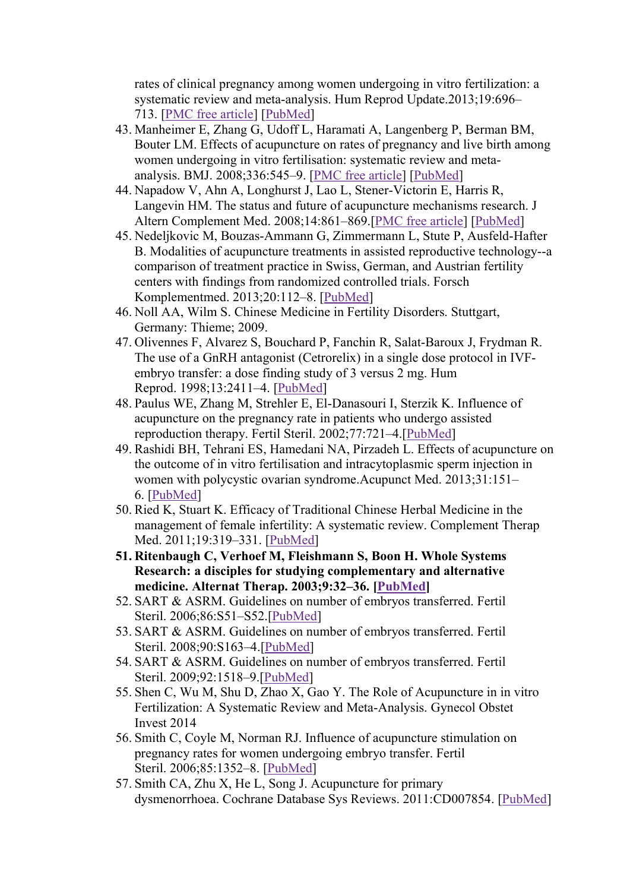rates of clinical pregnancy among women undergoing in vitro fertilization: a systematic review and meta-analysis. Hum Reprod Update.2013;19:696–713. [PMC free article] [PubMed]

43. Manheimer E, Zhang G, Udoff L, Haramati A, Langenberg P, Berman BM, Bouter LM. Effects of acupuncture on rates of pregnancy and live birth among women undergoing in vitro fertilisation: systematic review and meta-analysis. BMJ. 2008;336:545–9. [PMC free article] [PubMed]
44. Napadow V, Ahn A, Longhurst J, Lao L, Stener-Victorin E, Harris R, Langevin HM. The status and future of acupuncture mechanisms research. J Altern Complement Med. 2008;14:861–869.[PMC free article] [PubMed]
45. Nedeljkovic M, Bouzas-Ammann G, Zimmermann L, Stute P, Ausfeld-Hafter B. Modalities of acupuncture treatments in assisted reproductive technology--a comparison of treatment practice in Swiss, German, and Austrian fertility centers with findings from randomized controlled trials. Forsch Komplementmed. 2013;20:112–8. [PubMed]
46. Noll AA, Wilm S. Chinese Medicine in Fertility Disorders. Stuttgart, Germany: Thieme; 2009.
47. Olivennes F, Alvarez S, Bouchard P, Fanchin R, Salat-Baroux J, Frydman R. The use of a GnRH antagonist (Cetrorelix) in a single dose protocol in IVF-embryo transfer: a dose finding study of 3 versus 2 mg. Hum Reprod. 1998;13:2411–4. [PubMed]
48. Paulus WE, Zhang M, Strehler E, El-Danasouri I, Sterzik K. Influence of acupuncture on the pregnancy rate in patients who undergo assisted reproduction therapy. Fertil Steril. 2002;77:721–4.[PubMed]
49. Rashidi BH, Tehrani ES, Hamedani NA, Pirzadeh L. Effects of acupuncture on the outcome of in vitro fertilisation and intracytoplasmic sperm injection in women with polycystic ovarian syndrome.Acupunct Med. 2013;31:151–6. [PubMed]
50. Ried K, Stuart K. Efficacy of Traditional Chinese Herbal Medicine in the management of female infertility: A systematic review. Complement Therap Med. 2011;19:319–331. [PubMed]
51. **Ritenbaugh C, Verhoef M, Fleishmann S, Boon H. Whole Systems Research: a disciples for studying complementary and alternative medicine. Alternat Therap. 2003;9:32–36. [PubMed]**
52. SART & ASRM. Guidelines on number of embryos transferred. Fertil Steril. 2006;86:S51–S52.[PubMed]
53. SART & ASRM. Guidelines on number of embryos transferred. Fertil Steril. 2008;90:S163–4.[PubMed]
54. SART & ASRM. Guidelines on number of embryos transferred. Fertil Steril. 2009;92:1518–9.[PubMed]
55. Shen C, Wu M, Shu D, Zhao X, Gao Y. The Role of Acupuncture in in vitro Fertilization: A Systematic Review and Meta-Analysis. Gynecol Obstet Invest 2014
56. Smith C, Coyle M, Norman RJ. Influence of acupuncture stimulation on pregnancy rates for women undergoing embryo transfer. Fertil Steril. 2006;85:1352–8. [PubMed]
57. Smith CA, Zhu X, He L, Song J. Acupuncture for primary dysmenorrhoea. Cochrane Database Sys Reviews. 2011:CD007854. [PubMed]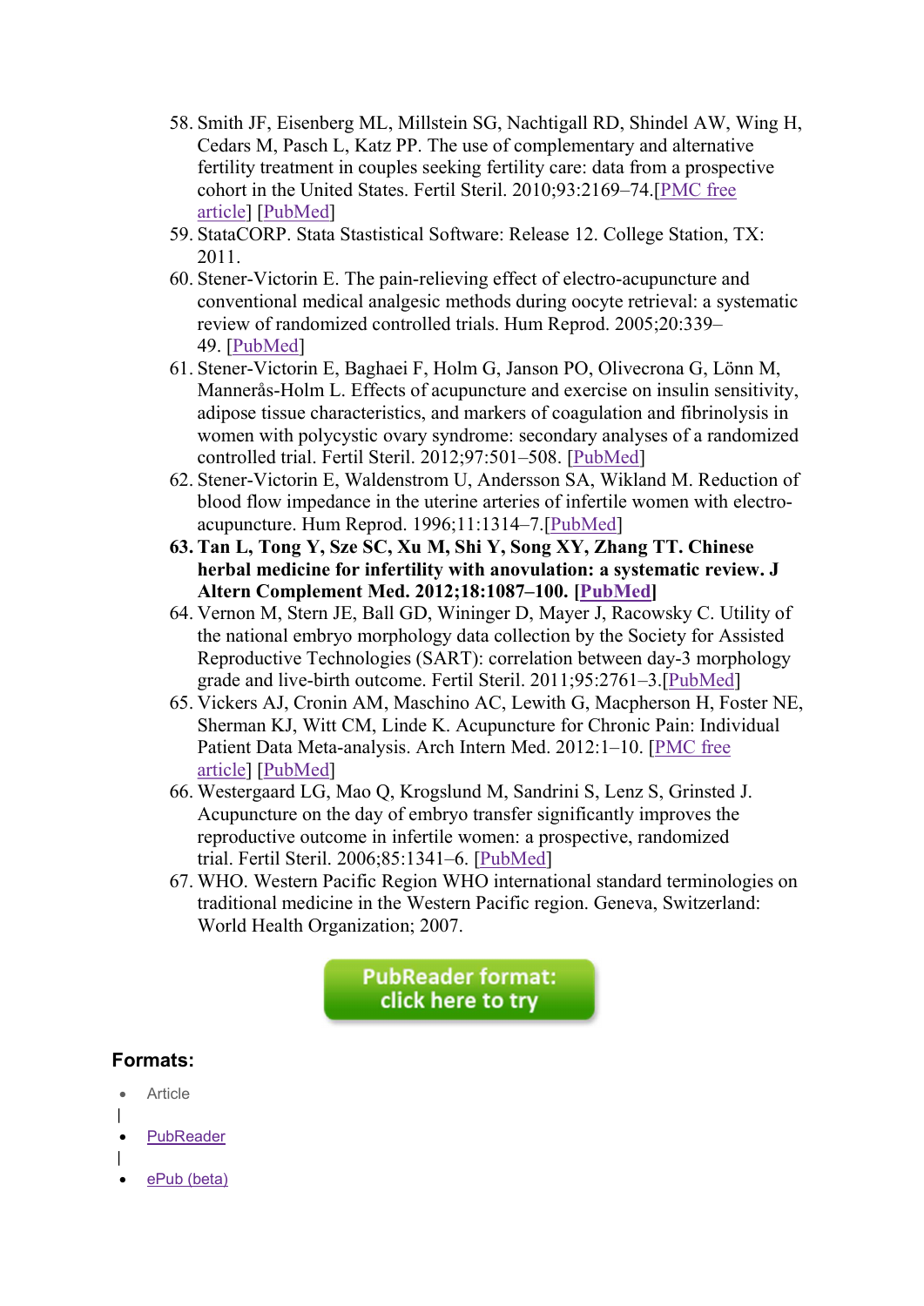58. Smith JF, Eisenberg ML, Millstein SG, Nachtigall RD, Shindel AW, Wing H, Cedars M, Pasch L, Katz PP. The use of complementary and alternative fertility treatment in couples seeking fertility care: data from a prospective cohort in the United States. Fertil Steril. 2010;93:2169–74.[PMC free article] [PubMed]
59. StataCORP. Stata Stastistical Software: Release 12. College Station, TX: 2011.
60. Stener-Victorin E. The pain-relieving effect of electro-acupuncture and conventional medical analgesic methods during oocyte retrieval: a systematic review of randomized controlled trials. Hum Reprod. 2005;20:339–49. [PubMed]
61. Stener-Victorin E, Baghaei F, Holm G, Janson PO, Olivecrona G, Lönn M, Manneräs-Holm L. Effects of acupuncture and exercise on insulin sensitivity, adipose tissue characteristics, and markers of coagulation and fibrinolysis in women with polycystic ovary syndrome: secondary analyses of a randomized controlled trial. Fertil Steril. 2012;97:501–508. [PubMed]
62. Stener-Victorin E, Waldenstrom U, Andersson SA, Wikland M. Reduction of blood flow impedance in the uterine arteries of infertile women with electro-acupuncture. Hum Reprod. 1996;11:1314–7.[PubMed]
63. **Tan L, Tong Y, Sze SC, Xu M, Shi Y, Song XY, Zhang TT. Chinese herbal medicine for infertility with anovulation: a systematic review. J Altern Complement Med. 2012;18:1087–100. [PubMed]**
64. Vernon M, Stern JE, Ball GD, Wininger D, Mayer J, Racowsky C. Utility of the national embryo morphology data collection by the Society for Assisted Reproductive Technologies (SART): correlation between day-3 morphology grade and live-birth outcome. Fertil Steril. 2011;95:2761–3.[PubMed]
65. Vickers AJ, Cronin AM, Maschino AC, Lewith G, Macpherson H, Foster NE, Sherman KJ, Witt CM, Linde K. Acupuncture for Chronic Pain: Individual Patient Data Meta-analysis. Arch Intern Med. 2012:1–10. [PMC free article] [PubMed]
66. Westergaard LG, Mao Q, Krogslund M, Sandrini S, Lenz S, Grinsted J. Acupuncture on the day of embryo transfer significantly improves the reproductive outcome in infertile women: a prospective, randomized trial. Fertil Steril. 2006;85:1341–6. [PubMed]
67. WHO. Western Pacific Region WHO international standard terminologies on traditional medicine in the Western Pacific region. Geneva, Switzerland: World Health Organization; 2007.

PubReader format: click here to try

**Formats:**

- Article
|
- PubReader
|
- ePub (beta)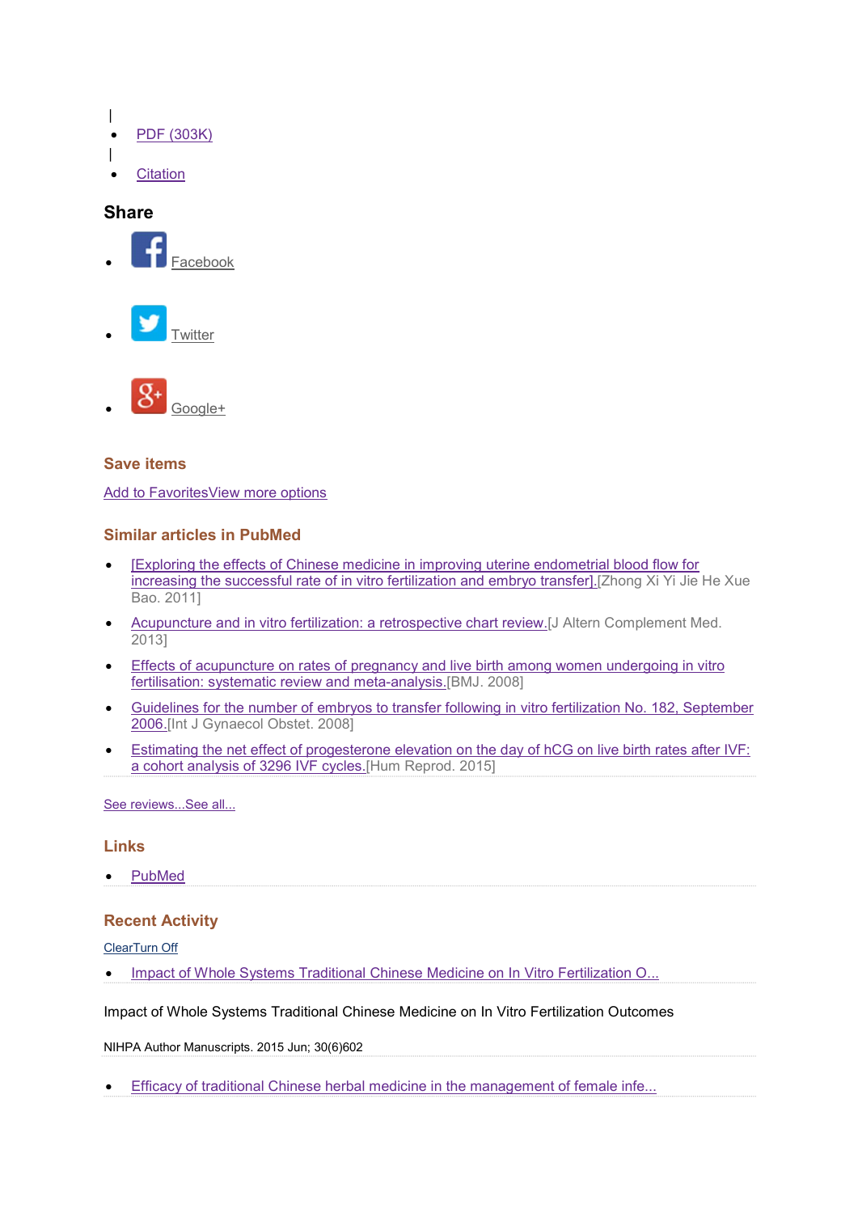|

- PDF (303K)

|

- Citation

### Share

- Facebook
- Twitter
- Google+

### Save items

Add to FavoritesView more options

### Similar articles in PubMed

- [Exploring the effects of Chinese medicine in improving uterine endometrial blood flow for increasing the successful rate of in vitro fertilization and embryo transfer].[Zhong Xi Yi Jie He Xue Bao. 2011]
- Acupuncture and in vitro fertilization: a retrospective chart review.[J Altern Complement Med. 2013]
- Effects of acupuncture on rates of pregnancy and live birth among women undergoing in vitro fertilisation: systematic review and meta-analysis.[BMJ. 2008]
- Guidelines for the number of embryos to transfer following in vitro fertilization No. 182, September 2006.[Int J Gynaecol Obstet. 2008]
- Estimating the net effect of progesterone elevation on the day of hCG on live birth rates after IVF: a cohort analysis of 3296 IVF cycles.[Hum Reprod. 2015]

See reviews...See all...

### Links

- PubMed

### Recent Activity

ClearTurn Off

- Impact of Whole Systems Traditional Chinese Medicine on In Vitro Fertilization O...

Impact of Whole Systems Traditional Chinese Medicine on In Vitro Fertilization Outcomes

NIHPA Author Manuscripts. 2015 Jun; 30(6)602

- Efficacy of traditional Chinese herbal medicine in the management of female infe...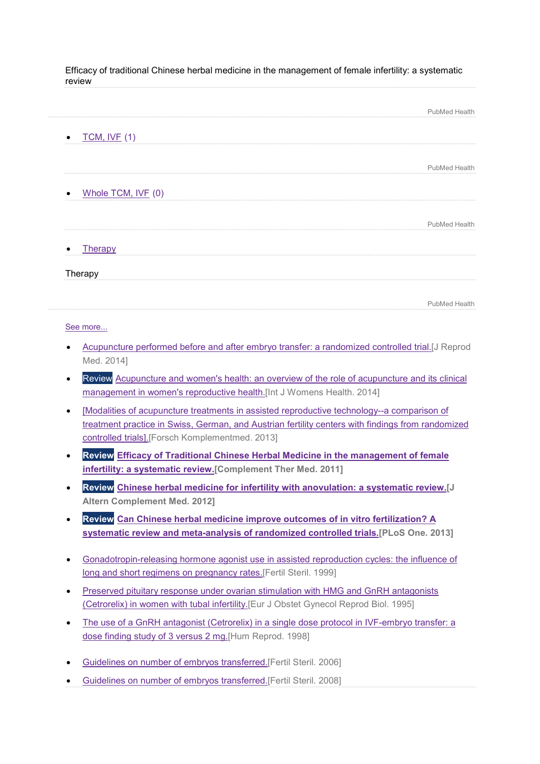Efficacy of traditional Chinese herbal medicine in the management of female infertility: a systematic review

PubMed Health

- TCM, IVF (1)

PubMed Health

- Whole TCM, IVF (0)

PubMed Health

- Therapy

Therapy

PubMed Health

See more...

- Acupuncture performed before and after embryo transfer: a randomized controlled trial.[J Reprod Med. 2014]
- Review Acupuncture and women's health: an overview of the role of acupuncture and its clinical management in women's reproductive health.[Int J Womens Health. 2014]
- [Modalities of acupuncture treatments in assisted reproductive technology--a comparison of treatment practice in Swiss, German, and Austrian fertility centers with findings from randomized controlled trials].[Forsch Komplementmed. 2013]
- **Review Efficacy of Traditional Chinese Herbal Medicine in the management of female infertility: a systematic review.[Complement Ther Med. 2011]**
- **Review Chinese herbal medicine for infertility with anovulation: a systematic review.[J Altern Complement Med. 2012]**
- **Review Can Chinese herbal medicine improve outcomes of in vitro fertilization? A systematic review and meta-analysis of randomized controlled trials.[PLoS One. 2013]**

- Gonadotropin-releasing hormone agonist use in assisted reproduction cycles: the influence of long and short regimens on pregnancy rates.[Fertil Steril. 1999]
- Preserved pituitary response under ovarian stimulation with HMG and GnRH antagonists (Cetrorelix) in women with tubal infertility.[Eur J Obstet Gynecol Reprod Biol. 1995]
- The use of a GnRH antagonist (Cetrorelix) in a single dose protocol in IVF-embryo transfer: a dose finding study of 3 versus 2 mg.[Hum Reprod. 1998]

- Guidelines on number of embryos transferred.[Fertil Steril. 2006]
- Guidelines on number of embryos transferred.[Fertil Steril. 2008]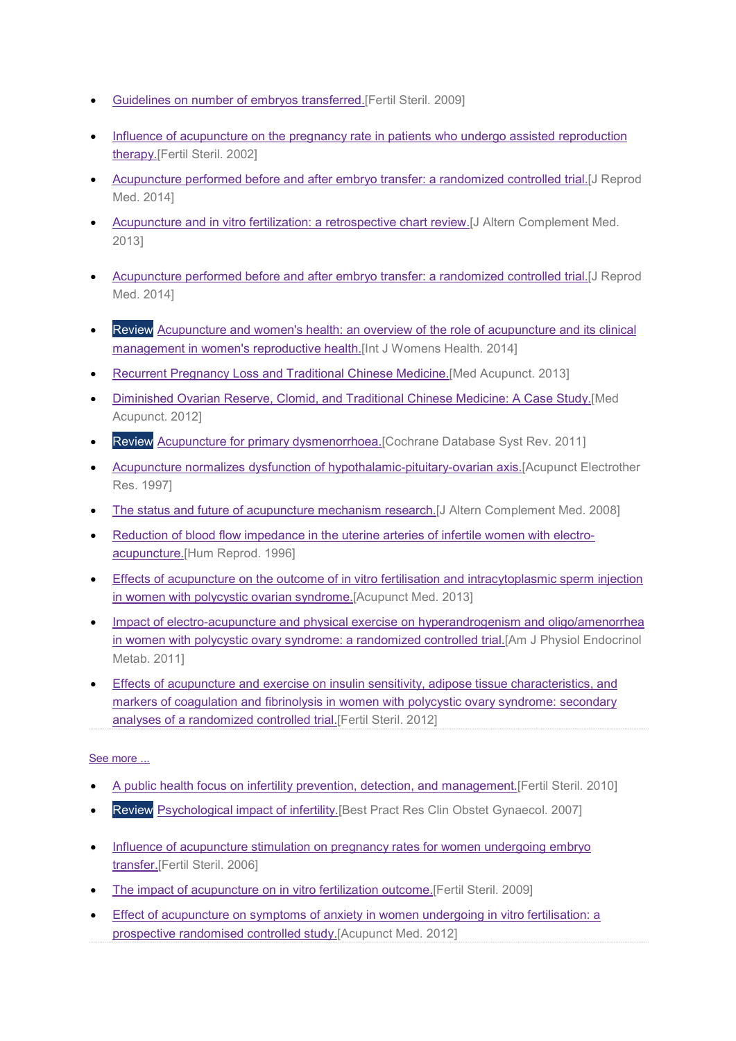- Guidelines on number of embryos transferred.[Fertil Steril. 2009]
- Influence of acupuncture on the pregnancy rate in patients who undergo assisted reproduction therapy.[Fertil Steril. 2002]
- Acupuncture performed before and after embryo transfer: a randomized controlled trial.[J Reprod Med. 2014]
- Acupuncture and in vitro fertilization: a retrospective chart review.[J Altern Complement Med. 2013]
- Acupuncture performed before and after embryo transfer: a randomized controlled trial.[J Reprod Med. 2014]
- Review Acupuncture and women's health: an overview of the role of acupuncture and its clinical management in women's reproductive health.[Int J Womens Health. 2014]
- Recurrent Pregnancy Loss and Traditional Chinese Medicine.[Med Acupunct. 2013]
- Diminished Ovarian Reserve, Clomid, and Traditional Chinese Medicine: A Case Study.[Med Acupunct. 2012]
- Review Acupuncture for primary dysmenorrhoea.[Cochrane Database Syst Rev. 2011]
- Acupuncture normalizes dysfunction of hypothalamic-pituitary-ovarian axis.[Acupunct Electrother Res. 1997]
- The status and future of acupuncture mechanism research.[J Altern Complement Med. 2008]
- Reduction of blood flow impedance in the uterine arteries of infertile women with electro-acupuncture.[Hum Reprod. 1996]
- Effects of acupuncture on the outcome of in vitro fertilisation and intracytoplasmic sperm injection in women with polycystic ovarian syndrome.[Acupunct Med. 2013]
- Impact of electro-acupuncture and physical exercise on hyperandrogenism and oligo/amenorrhea in women with polycystic ovary syndrome: a randomized controlled trial.[Am J Physiol Endocrinol Metab. 2011]
- Effects of acupuncture and exercise on insulin sensitivity, adipose tissue characteristics, and markers of coagulation and fibrinolysis in women with polycystic ovary syndrome: secondary analyses of a randomized controlled trial.[Fertil Steril. 2012]

See more ...

- A public health focus on infertility prevention, detection, and management.[Fertil Steril. 2010]
- Review Psychological impact of infertility.[Best Pract Res Clin Obstet Gynaecol. 2007]
- Influence of acupuncture stimulation on pregnancy rates for women undergoing embryo transfer.[Fertil Steril. 2006]
- The impact of acupuncture on in vitro fertilization outcome.[Fertil Steril. 2009]
- Effect of acupuncture on symptoms of anxiety in women undergoing in vitro fertilisation: a prospective randomised controlled study.[Acupunct Med. 2012]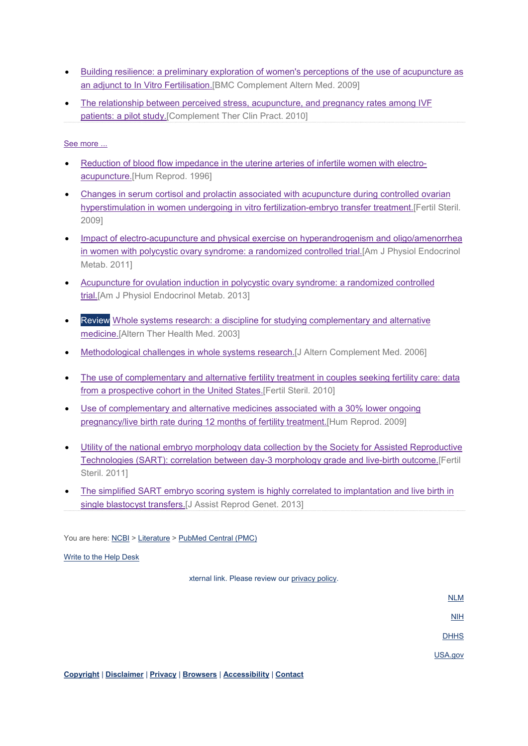- Building resilience: a preliminary exploration of women's perceptions of the use of acupuncture as an adjunct to In Vitro Fertilisation.[BMC Complement Altern Med. 2009]
- The relationship between perceived stress, acupuncture, and pregnancy rates among IVF patients: a pilot study.[Complement Ther Clin Pract. 2010]

See more ...

- Reduction of blood flow impedance in the uterine arteries of infertile women with electro-acupuncture.[Hum Reprod. 1996]
- Changes in serum cortisol and prolactin associated with acupuncture during controlled ovarian hyperstimulation in women undergoing in vitro fertilization-embryo transfer treatment.[Fertil Steril. 2009]
- Impact of electro-acupuncture and physical exercise on hyperandrogenism and oligo/amenorrhea in women with polycystic ovary syndrome: a randomized controlled trial.[Am J Physiol Endocrinol Metab. 2011]
- Acupuncture for ovulation induction in polycystic ovary syndrome: a randomized controlled trial.[Am J Physiol Endocrinol Metab. 2013]
- Review Whole systems research: a discipline for studying complementary and alternative medicine.[Altern Ther Health Med. 2003]
- Methodological challenges in whole systems research.[J Altern Complement Med. 2006]
- The use of complementary and alternative fertility treatment in couples seeking fertility care: data from a prospective cohort in the United States.[Fertil Steril. 2010]
- Use of complementary and alternative medicines associated with a 30% lower ongoing pregnancy/live birth rate during 12 months of fertility treatment.[Hum Reprod. 2009]
- Utility of the national embryo morphology data collection by the Society for Assisted Reproductive Technologies (SART): correlation between day-3 morphology grade and live-birth outcome.[Fertil Steril. 2011]
- The simplified SART embryo scoring system is highly correlated to implantation and live birth in single blastocyst transfers.[J Assist Reprod Genet. 2013]

You are here: NCBI > Literature > PubMed Central (PMC)

Write to the Help Desk

xternal link. Please review our privacy policy.

NLM

NIH

DHHS

USA.gov

**Copyright** | **Disclaimer** | **Privacy** | **Browsers** | **Accessibility** | **Contact**